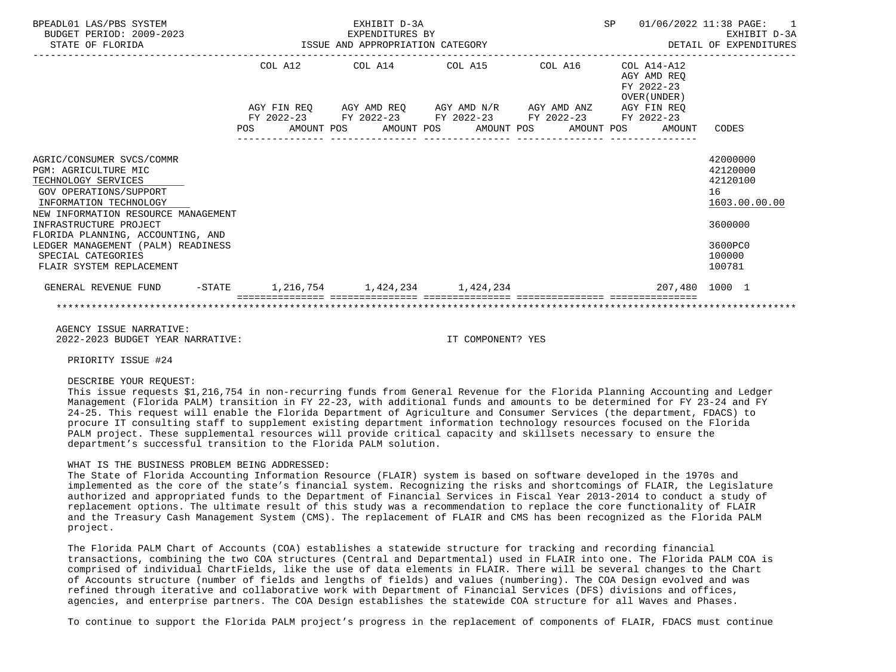BPEADL01 LAS/PBS SYSTEM | EXHIBIT D-3A | SP 01/06/2022 11:38 PAGE: 1
BUDGET PERIOD: 2009-2023 | EXPENDITURES BY | EXHIBIT D-3A
STATE OF FLORIDA | ISSUE AND APPROPRIATION CATEGORY | DETAIL OF EXPENDITURES

| | COL A12 AGY FIN REQ FY 2022-23 POS AMOUNT | COL A14 AGY AMD REQ FY 2022-23 POS AMOUNT | COL A15 AGY AMD N/R FY 2022-23 POS AMOUNT | COL A16 AGY AMD ANZ FY 2022-23 POS AMOUNT | COL A14-A12 AGY AMD REQ FY 2022-23 OVER(UNDER) AGY FIN REQ FY 2022-23 POS AMOUNT | CODES |
|---|---|---|---|---|---|---|
| AGRIC/CONSUMER SVCS/COMMR | | | | | | 42000000 |
| PGM: AGRICULTURE MIC | | | | | | 42120000 |
| TECHNOLOGY SERVICES | | | | | | 42120100 |
| GOV OPERATIONS/SUPPORT | | | | | | 16 |
| INFORMATION TECHNOLOGY | | | | | | 1603.00.00.00 |
| NEW INFORMATION RESOURCE MANAGEMENT INFRASTRUCTURE PROJECT | | | | | | 3600000 |
| FLORIDA PLANNING, ACCOUNTING, AND LEDGER MANAGEMENT (PALM) READINESS | | | | | | 3600PC0 |
| SPECIAL CATEGORIES | | | | | | 100000 |
| FLAIR SYSTEM REPLACEMENT | | | | | | 100781 |
| GENERAL REVENUE FUND -STATE | 1,216,754 | 1,424,234 | 1,424,234 | | 207,480 | 1000 1 |

AGENCY ISSUE NARRATIVE:
2022-2023 BUDGET YEAR NARRATIVE: IT COMPONENT? YES

PRIORITY ISSUE #24

DESCRIBE YOUR REQUEST:
This issue requests $1,216,754 in non-recurring funds from General Revenue for the Florida Planning Accounting and Ledger Management (Florida PALM) transition in FY 22-23, with additional funds and amounts to be determined for FY 23-24 and FY 24-25. This request will enable the Florida Department of Agriculture and Consumer Services (the department, FDACS) to procure IT consulting staff to supplement existing department information technology resources focused on the Florida PALM project. These supplemental resources will provide critical capacity and skillsets necessary to ensure the department's successful transition to the Florida PALM solution.

WHAT IS THE BUSINESS PROBLEM BEING ADDRESSED:
The State of Florida Accounting Information Resource (FLAIR) system is based on software developed in the 1970s and implemented as the core of the state's financial system. Recognizing the risks and shortcomings of FLAIR, the Legislature authorized and appropriated funds to the Department of Financial Services in Fiscal Year 2013-2014 to conduct a study of replacement options. The ultimate result of this study was a recommendation to replace the core functionality of FLAIR and the Treasury Cash Management System (CMS). The replacement of FLAIR and CMS has been recognized as the Florida PALM project.

The Florida PALM Chart of Accounts (COA) establishes a statewide structure for tracking and recording financial transactions, combining the two COA structures (Central and Departmental) used in FLAIR into one. The Florida PALM COA is comprised of individual ChartFields, like the use of data elements in FLAIR. There will be several changes to the Chart of Accounts structure (number of fields and lengths of fields) and values (numbering). The COA Design evolved and was refined through iterative and collaborative work with Department of Financial Services (DFS) divisions and offices, agencies, and enterprise partners. The COA Design establishes the statewide COA structure for all Waves and Phases.

To continue to support the Florida PALM project's progress in the replacement of components of FLAIR, FDACS must continue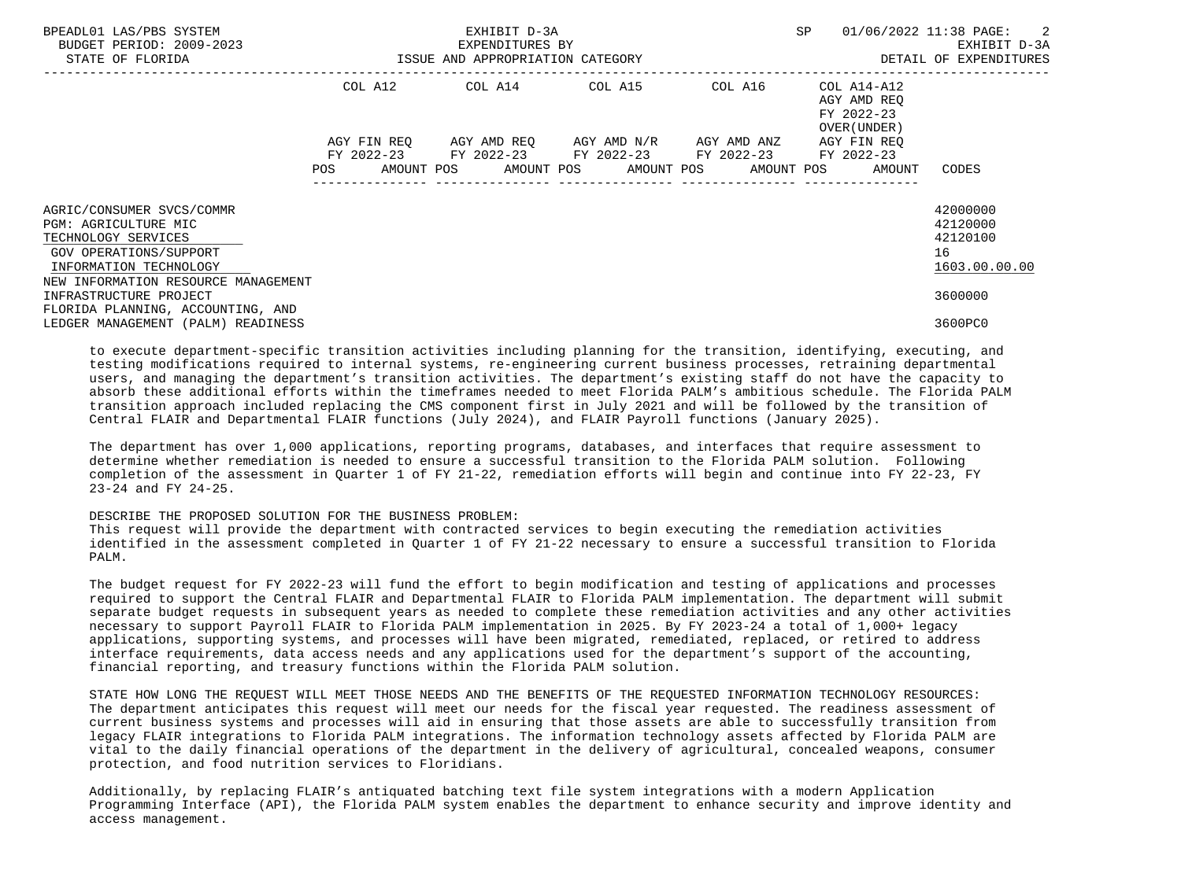| | COL A12 | COL A14 | COL A15 | COL A16 | COL A14-A12 AGY AMD REQ FY 2022-23 OVER(UNDER) | |
|---|---|---|---|---|---|---|
| | AGY FIN REQ FY 2022-23 | AGY AMD REQ FY 2022-23 | AGY AMD N/R FY 2022-23 | AGY AMD ANZ FY 2022-23 | AGY FIN REQ FY 2022-23 | |
| | POS AMOUNT | POS AMOUNT | POS AMOUNT | POS AMOUNT | POS AMOUNT | CODES |
| AGRIC/CONSUMER SVCS/COMMR | | | | | | 42000000 |
| PGM: AGRICULTURE MIC | | | | | | 42120000 |
| TECHNOLOGY SERVICES | | | | | | 42120100 |
| GOV OPERATIONS/SUPPORT | | | | | | 16 |
| INFORMATION TECHNOLOGY | | | | | | 1603.00.00.00 |
| NEW INFORMATION RESOURCE MANAGEMENT INFRASTRUCTURE PROJECT | | | | | | 3600000 |
| FLORIDA PLANNING, ACCOUNTING, AND LEDGER MANAGEMENT (PALM) READINESS | | | | | | 3600PC0 |

to execute department-specific transition activities including planning for the transition, identifying, executing, and testing modifications required to internal systems, re-engineering current business processes, retraining departmental users, and managing the department's transition activities. The department's existing staff do not have the capacity to absorb these additional efforts within the timeframes needed to meet Florida PALM's ambitious schedule. The Florida PALM transition approach included replacing the CMS component first in July 2021 and will be followed by the transition of Central FLAIR and Departmental FLAIR functions (July 2024), and FLAIR Payroll functions (January 2025).

The department has over 1,000 applications, reporting programs, databases, and interfaces that require assessment to determine whether remediation is needed to ensure a successful transition to the Florida PALM solution. Following completion of the assessment in Quarter 1 of FY 21-22, remediation efforts will begin and continue into FY 22-23, FY 23-24 and FY 24-25.

DESCRIBE THE PROPOSED SOLUTION FOR THE BUSINESS PROBLEM:
This request will provide the department with contracted services to begin executing the remediation activities identified in the assessment completed in Quarter 1 of FY 21-22 necessary to ensure a successful transition to Florida PALM.

The budget request for FY 2022-23 will fund the effort to begin modification and testing of applications and processes required to support the Central FLAIR and Departmental FLAIR to Florida PALM implementation. The department will submit separate budget requests in subsequent years as needed to complete these remediation activities and any other activities necessary to support Payroll FLAIR to Florida PALM implementation in 2025. By FY 2023-24 a total of 1,000+ legacy applications, supporting systems, and processes will have been migrated, remediated, replaced, or retired to address interface requirements, data access needs and any applications used for the department's support of the accounting, financial reporting, and treasury functions within the Florida PALM solution.

STATE HOW LONG THE REQUEST WILL MEET THOSE NEEDS AND THE BENEFITS OF THE REQUESTED INFORMATION TECHNOLOGY RESOURCES:
The department anticipates this request will meet our needs for the fiscal year requested. The readiness assessment of current business systems and processes will aid in ensuring that those assets are able to successfully transition from legacy FLAIR integrations to Florida PALM integrations. The information technology assets affected by Florida PALM are vital to the daily financial operations of the department in the delivery of agricultural, concealed weapons, consumer protection, and food nutrition services to Floridians.

Additionally, by replacing FLAIR's antiquated batching text file system integrations with a modern Application Programming Interface (API), the Florida PALM system enables the department to enhance security and improve identity and access management.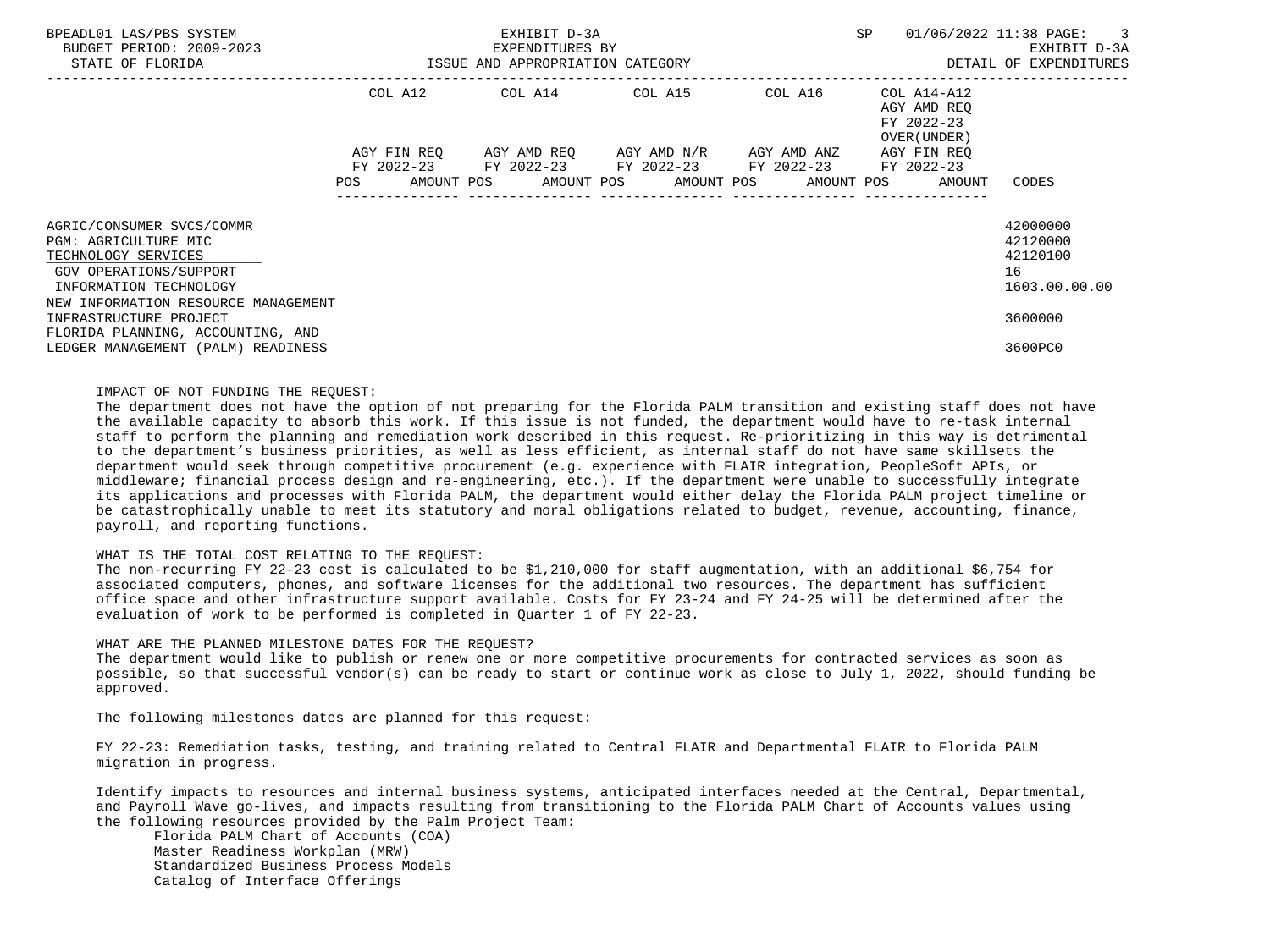| | COL A12 | COL A14 | COL A15 | COL A16 | COL A14-A12 AGY AMD REQ FY 2022-23 OVER(UNDER) | |
|---|---|---|---|---|---|---|
| | AGY FIN REQ FY 2022-23 | AGY AMD REQ FY 2022-23 | AGY AMD N/R FY 2022-23 | AGY AMD ANZ FY 2022-23 | AGY FIN REQ FY 2022-23 | |
| | POS AMOUNT | POS AMOUNT | POS AMOUNT | POS AMOUNT | POS AMOUNT | CODES |
| AGRIC/CONSUMER SVCS/COMMR | | | | | | 42000000 |
| PGM: AGRICULTURE MIC | | | | | | 42120000 |
| TECHNOLOGY SERVICES | | | | | | 42120100 |
| GOV OPERATIONS/SUPPORT | | | | | | 16 |
| INFORMATION TECHNOLOGY | | | | | | 1603.00.00.00 |
| NEW INFORMATION RESOURCE MANAGEMENT INFRASTRUCTURE PROJECT | | | | | | 3600000 |
| FLORIDA PLANNING, ACCOUNTING, AND LEDGER MANAGEMENT (PALM) READINESS | | | | | | 3600PC0 |

IMPACT OF NOT FUNDING THE REQUEST:
The department does not have the option of not preparing for the Florida PALM transition and existing staff does not have the available capacity to absorb this work. If this issue is not funded, the department would have to re-task internal staff to perform the planning and remediation work described in this request. Re-prioritizing in this way is detrimental to the department's business priorities, as well as less efficient, as internal staff do not have same skillsets the department would seek through competitive procurement (e.g. experience with FLAIR integration, PeopleSoft APIs, or middleware; financial process design and re-engineering, etc.). If the department were unable to successfully integrate its applications and processes with Florida PALM, the department would either delay the Florida PALM project timeline or be catastrophically unable to meet its statutory and moral obligations related to budget, revenue, accounting, finance, payroll, and reporting functions.

WHAT IS THE TOTAL COST RELATING TO THE REQUEST:
The non-recurring FY 22-23 cost is calculated to be $1,210,000 for staff augmentation, with an additional $6,754 for associated computers, phones, and software licenses for the additional two resources. The department has sufficient office space and other infrastructure support available. Costs for FY 23-24 and FY 24-25 will be determined after the evaluation of work to be performed is completed in Quarter 1 of FY 22-23.

WHAT ARE THE PLANNED MILESTONE DATES FOR THE REQUEST?
The department would like to publish or renew one or more competitive procurements for contracted services as soon as possible, so that successful vendor(s) can be ready to start or continue work as close to July 1, 2022, should funding be approved.

The following milestones dates are planned for this request:

FY 22-23: Remediation tasks, testing, and training related to Central FLAIR and Departmental FLAIR to Florida PALM migration in progress.

Identify impacts to resources and internal business systems, anticipated interfaces needed at the Central, Departmental, and Payroll Wave go-lives, and impacts resulting from transitioning to the Florida PALM Chart of Accounts values using the following resources provided by the Palm Project Team:

- Florida PALM Chart of Accounts (COA)
- Master Readiness Workplan (MRW)
- Standardized Business Process Models
- Catalog of Interface Offerings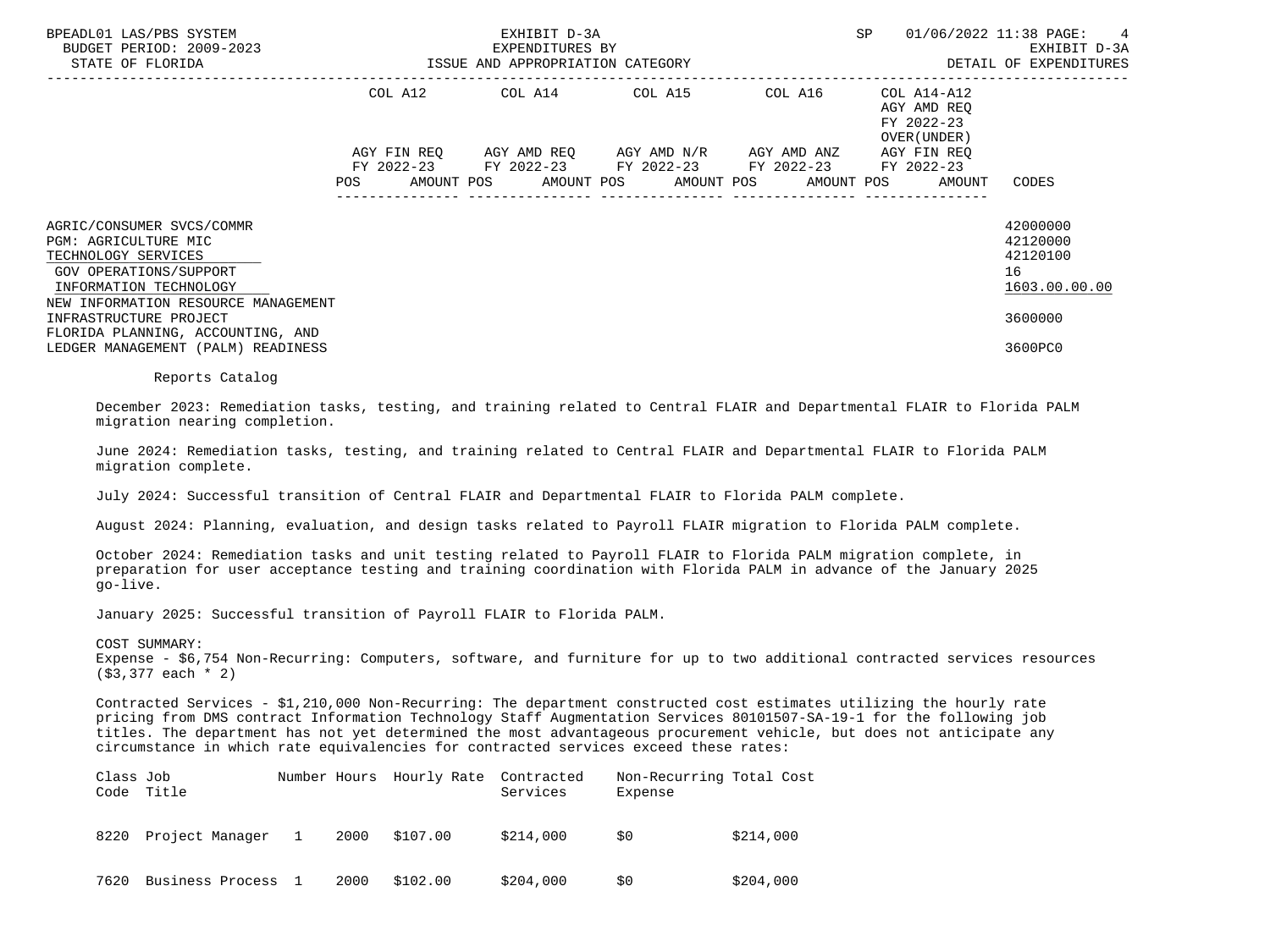| | COL A12 | | COL A14 | | COL A15 | | COL A16 | | COL A14-A12 AGY AMD REQ FY 2022-23 OVER(UNDER) AGY FIN REQ FY 2022-23 | | |
|---|---|---|---|---|---|---|---|---|---|---|---|
| | AGY FIN REQ FY 2022-23 | | AGY AMD REQ FY 2022-23 | | AGY AMD N/R FY 2022-23 | | AGY AMD ANZ FY 2022-23 | | | | |
| | POS | AMOUNT | POS | AMOUNT | POS | AMOUNT | POS | AMOUNT | POS | AMOUNT | CODES |
| AGRIC/CONSUMER SVCS/COMMR | | | | | | | | | | | 42000000 |
| PGM: AGRICULTURE MIC | | | | | | | | | | | 42120000 |
| TECHNOLOGY SERVICES | | | | | | | | | | | 42120100 |
| GOV OPERATIONS/SUPPORT | | | | | | | | | | | 16 |
| INFORMATION TECHNOLOGY | | | | | | | | | | | 1603.00.00.00 |
| NEW INFORMATION RESOURCE MANAGEMENT INFRASTRUCTURE PROJECT | | | | | | | | | | | 3600000 |
| FLORIDA PLANNING, ACCOUNTING, AND LEDGER MANAGEMENT (PALM) READINESS | | | | | | | | | | | 3600PC0 |

Reports Catalog

December 2023: Remediation tasks, testing, and training related to Central FLAIR and Departmental FLAIR to Florida PALM migration nearing completion.

June 2024: Remediation tasks, testing, and training related to Central FLAIR and Departmental FLAIR to Florida PALM migration complete.

July 2024: Successful transition of Central FLAIR and Departmental FLAIR to Florida PALM complete.

August 2024: Planning, evaluation, and design tasks related to Payroll FLAIR migration to Florida PALM complete.

October 2024: Remediation tasks and unit testing related to Payroll FLAIR to Florida PALM migration complete, in preparation for user acceptance testing and training coordination with Florida PALM in advance of the January 2025 go-live.

January 2025: Successful transition of Payroll FLAIR to Florida PALM.

COST SUMMARY:
Expense - $6,754 Non-Recurring: Computers, software, and furniture for up to two additional contracted services resources ($3,377 each * 2)

Contracted Services - $1,210,000 Non-Recurring: The department constructed cost estimates utilizing the hourly rate pricing from DMS contract Information Technology Staff Augmentation Services 80101507-SA-19-1 for the following job titles. The department has not yet determined the most advantageous procurement vehicle, but does not anticipate any circumstance in which rate equivalencies for contracted services exceed these rates:

| Class Code | Job Title | Number | Hours | Hourly Rate | Contracted Services | Non-Recurring Expense | Total Cost |
|---|---|---|---|---|---|---|---|
| 8220 | Project Manager | 1 | 2000 | $107.00 | $214,000 | $0 | $214,000 |
| 7620 | Business Process | 1 | 2000 | $102.00 | $204,000 | $0 | $204,000 |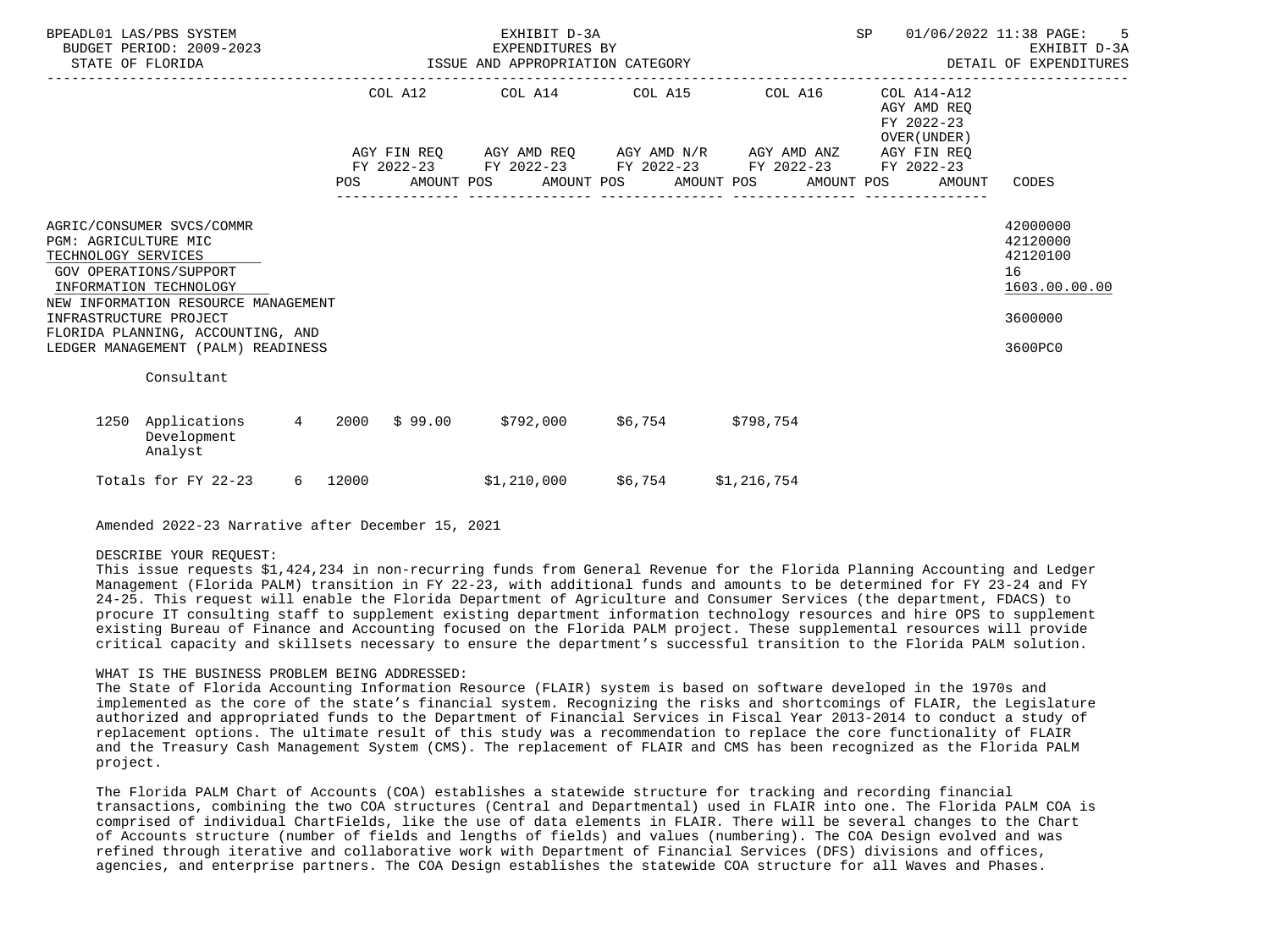BPEADL01 LAS/PBS SYSTEM EXHIBIT D-3A SP 01/06/2022 11:38 PAGE: 5
BUDGET PERIOD: 2009-2023 EXPENDITURES BY EXHIBIT D-3A
STATE OF FLORIDA ISSUE AND APPROPRIATION CATEGORY DETAIL OF EXPENDITURES

| | COL A12 | COL A14 | COL A15 | COL A16 | COL A14-A12 AGY AMD REQ FY 2022-23 OVER(UNDER) | |
|---|---|---|---|---|---|---|
| | AGY FIN REQ FY 2022-23 | AGY AMD REQ FY 2022-23 | AGY AMD N/R FY 2022-23 | AGY AMD ANZ FY 2022-23 | AGY FIN REQ FY 2022-23 | |
| | POS AMOUNT | POS AMOUNT | POS AMOUNT | POS AMOUNT | POS AMOUNT | CODES |
| AGRIC/CONSUMER SVCS/COMMR | | | | | | 42000000 |
| PGM: AGRICULTURE MIC | | | | | | 42120000 |
| TECHNOLOGY SERVICES | | | | | | 42120100 |
| GOV OPERATIONS/SUPPORT | | | | | | 16 |
| INFORMATION TECHNOLOGY | | | | | | 1603.00.00.00 |
| NEW INFORMATION RESOURCE MANAGEMENT INFRASTRUCTURE PROJECT | | | | | | 3600000 |
| FLORIDA PLANNING, ACCOUNTING, AND LEDGER MANAGEMENT (PALM) READINESS | | | | | | 3600PC0 |

Consultant

| | | | | | | | |
|---|---|---|---|---|---|---|---|
| 1250 | Applications Development Analyst | 4 | 2000 | $ 99.00 | $792,000 | $6,754 | $798,754 |
| | Totals for FY 22-23 | 6 | 12000 | | $1,210,000 | $6,754 | $1,216,754 |

Amended 2022-23 Narrative after December 15, 2021

DESCRIBE YOUR REQUEST:
This issue requests $1,424,234 in non-recurring funds from General Revenue for the Florida Planning Accounting and Ledger Management (Florida PALM) transition in FY 22-23, with additional funds and amounts to be determined for FY 23-24 and FY 24-25. This request will enable the Florida Department of Agriculture and Consumer Services (the department, FDACS) to procure IT consulting staff to supplement existing department information technology resources and hire OPS to supplement existing Bureau of Finance and Accounting focused on the Florida PALM project. These supplemental resources will provide critical capacity and skillsets necessary to ensure the department's successful transition to the Florida PALM solution.

WHAT IS THE BUSINESS PROBLEM BEING ADDRESSED:
The State of Florida Accounting Information Resource (FLAIR) system is based on software developed in the 1970s and implemented as the core of the state's financial system. Recognizing the risks and shortcomings of FLAIR, the Legislature authorized and appropriated funds to the Department of Financial Services in Fiscal Year 2013-2014 to conduct a study of replacement options. The ultimate result of this study was a recommendation to replace the core functionality of FLAIR and the Treasury Cash Management System (CMS). The replacement of FLAIR and CMS has been recognized as the Florida PALM project.

The Florida PALM Chart of Accounts (COA) establishes a statewide structure for tracking and recording financial transactions, combining the two COA structures (Central and Departmental) used in FLAIR into one. The Florida PALM COA is comprised of individual ChartFields, like the use of data elements in FLAIR. There will be several changes to the Chart of Accounts structure (number of fields and lengths of fields) and values (numbering). The COA Design evolved and was refined through iterative and collaborative work with Department of Financial Services (DFS) divisions and offices, agencies, and enterprise partners. The COA Design establishes the statewide COA structure for all Waves and Phases.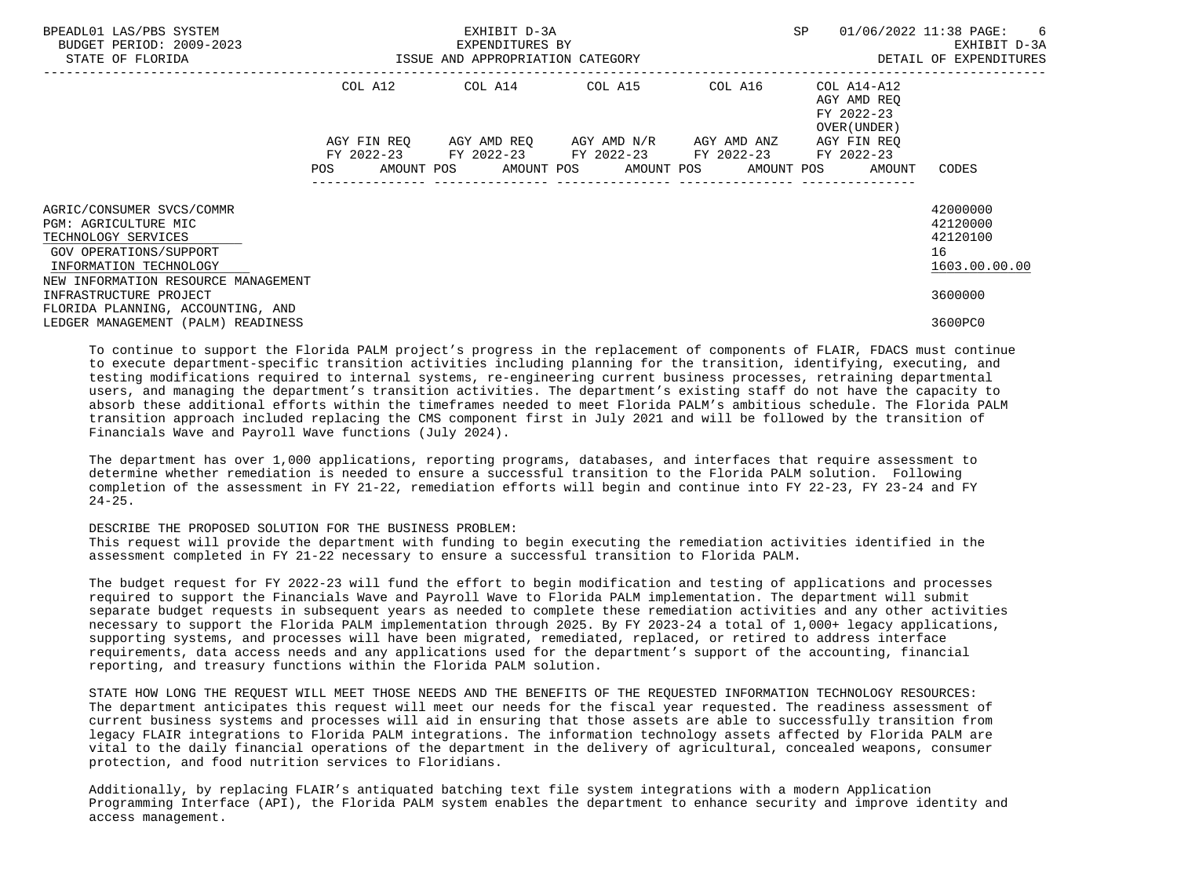BPEADL01 LAS/PBS SYSTEM | EXHIBIT D-3A | SP 01/06/2022 11:38 PAGE: 6
BUDGET PERIOD: 2009-2023 | EXPENDITURES BY | EXHIBIT D-3A
STATE OF FLORIDA | ISSUE AND APPROPRIATION CATEGORY | DETAIL OF EXPENDITURES

| | COL A12 AGY FIN REQ FY 2022-23 POS AMOUNT | COL A14 AGY AMD REQ FY 2022-23 POS AMOUNT | COL A15 AGY AMD N/R FY 2022-23 POS AMOUNT | COL A16 AGY AMD ANZ FY 2022-23 POS AMOUNT | COL A14-A12 AGY AMD REQ FY 2022-23 OVER(UNDER) AGY FIN REQ FY 2022-23 POS AMOUNT | CODES |
|---|---|---|---|---|---|---|
| AGRIC/CONSUMER SVCS/COMMR | | | | | | 42000000 |
| PGM: AGRICULTURE MIC | | | | | | 42120000 |
| TECHNOLOGY SERVICES | | | | | | 42120100 |
| GOV OPERATIONS/SUPPORT | | | | | | 16 |
| INFORMATION TECHNOLOGY | | | | | | 1603.00.00.00 |
| NEW INFORMATION RESOURCE MANAGEMENT INFRASTRUCTURE PROJECT | | | | | | 3600000 |
| FLORIDA PLANNING, ACCOUNTING, AND LEDGER MANAGEMENT (PALM) READINESS | | | | | | 3600PC0 |

To continue to support the Florida PALM project's progress in the replacement of components of FLAIR, FDACS must continue to execute department-specific transition activities including planning for the transition, identifying, executing, and testing modifications required to internal systems, re-engineering current business processes, retraining departmental users, and managing the department's transition activities. The department's existing staff do not have the capacity to absorb these additional efforts within the timeframes needed to meet Florida PALM's ambitious schedule. The Florida PALM transition approach included replacing the CMS component first in July 2021 and will be followed by the transition of Financials Wave and Payroll Wave functions (July 2024).

The department has over 1,000 applications, reporting programs, databases, and interfaces that require assessment to determine whether remediation is needed to ensure a successful transition to the Florida PALM solution. Following completion of the assessment in FY 21-22, remediation efforts will begin and continue into FY 22-23, FY 23-24 and FY 24-25.

DESCRIBE THE PROPOSED SOLUTION FOR THE BUSINESS PROBLEM:
This request will provide the department with funding to begin executing the remediation activities identified in the assessment completed in FY 21-22 necessary to ensure a successful transition to Florida PALM.

The budget request for FY 2022-23 will fund the effort to begin modification and testing of applications and processes required to support the Financials Wave and Payroll Wave to Florida PALM implementation. The department will submit separate budget requests in subsequent years as needed to complete these remediation activities and any other activities necessary to support the Florida PALM implementation through 2025. By FY 2023-24 a total of 1,000+ legacy applications, supporting systems, and processes will have been migrated, remediated, replaced, or retired to address interface requirements, data access needs and any applications used for the department's support of the accounting, financial reporting, and treasury functions within the Florida PALM solution.

STATE HOW LONG THE REQUEST WILL MEET THOSE NEEDS AND THE BENEFITS OF THE REQUESTED INFORMATION TECHNOLOGY RESOURCES:
The department anticipates this request will meet our needs for the fiscal year requested. The readiness assessment of current business systems and processes will aid in ensuring that those assets are able to successfully transition from legacy FLAIR integrations to Florida PALM integrations. The information technology assets affected by Florida PALM are vital to the daily financial operations of the department in the delivery of agricultural, concealed weapons, consumer protection, and food nutrition services to Floridians.

Additionally, by replacing FLAIR's antiquated batching text file system integrations with a modern Application Programming Interface (API), the Florida PALM system enables the department to enhance security and improve identity and access management.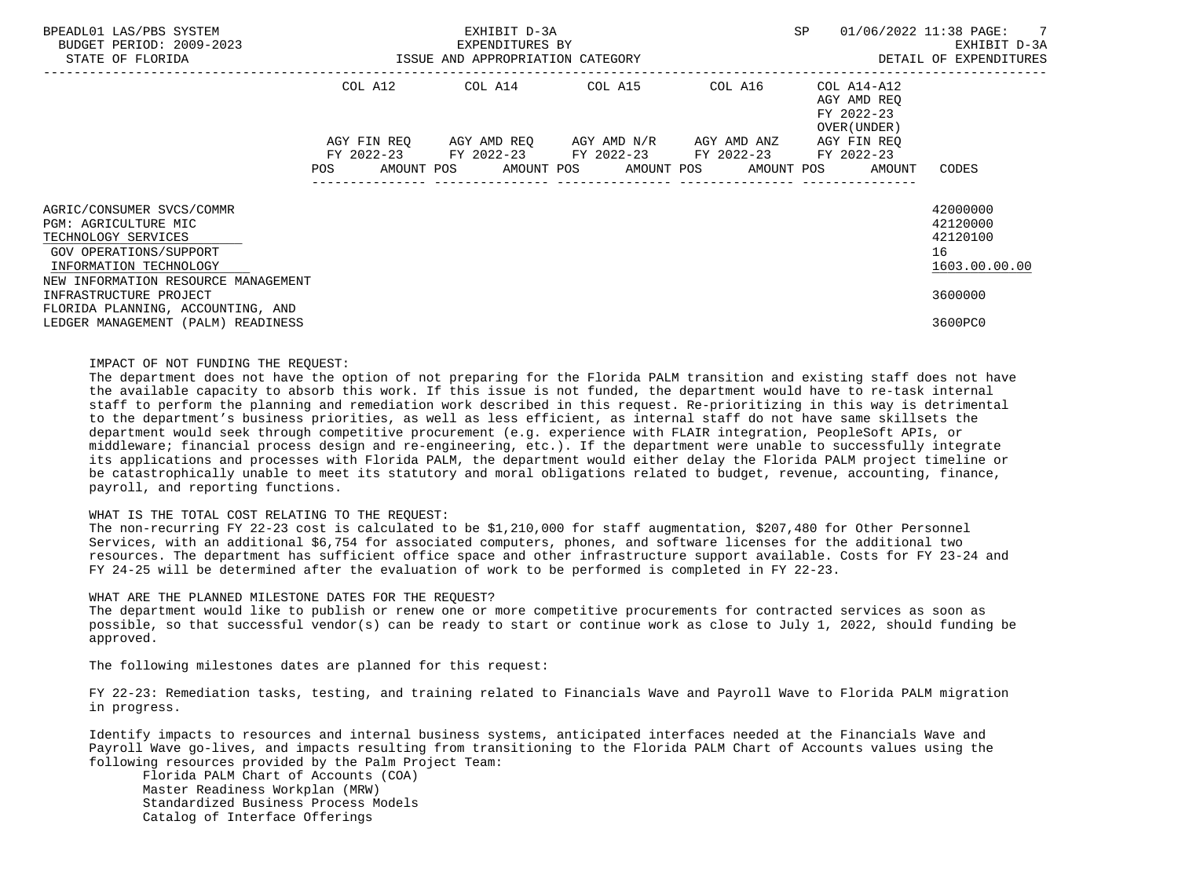BPEADL01 LAS/PBS SYSTEM | EXHIBIT D-3A | SP 01/06/2022 11:38

BUDGET PERIOD: 2009-2023 | EXPENDITURES BY | EXHIBIT D-3A

STATE OF FLORIDA | ISSUE AND APPROPRIATION CATEGORY | DETAIL OF EXPENDITURES

| | COL A12 AGY FIN REQ FY 2022-23 POS AMOUNT | COL A14 AGY AMD REQ FY 2022-23 POS AMOUNT | COL A15 AGY AMD N/R FY 2022-23 POS AMOUNT | COL A16 AGY AMD ANZ FY 2022-23 POS AMOUNT | COL A14-A12 AGY AMD REQ FY 2022-23 OVER(UNDER) AGY FIN REQ FY 2022-23 POS AMOUNT | CODES |
|---|---|---|---|---|---|---|
| AGRIC/CONSUMER SVCS/COMMR | | | | | | 42000000 |
| PGM: AGRICULTURE MIC | | | | | | 42120000 |
| TECHNOLOGY SERVICES | | | | | | 42120100 |
| GOV OPERATIONS/SUPPORT | | | | | | 16 |
| INFORMATION TECHNOLOGY | | | | | | 1603.00.00.00 |
| NEW INFORMATION RESOURCE MANAGEMENT INFRASTRUCTURE PROJECT | | | | | | 3600000 |
| FLORIDA PLANNING, ACCOUNTING, AND LEDGER MANAGEMENT (PALM) READINESS | | | | | | 3600PC0 |

IMPACT OF NOT FUNDING THE REQUEST:
The department does not have the option of not preparing for the Florida PALM transition and existing staff does not have the available capacity to absorb this work. If this issue is not funded, the department would have to re-task internal staff to perform the planning and remediation work described in this request. Re-prioritizing in this way is detrimental to the department's business priorities, as well as less efficient, as internal staff do not have same skillsets the department would seek through competitive procurement (e.g. experience with FLAIR integration, PeopleSoft APIs, or middleware; financial process design and re-engineering, etc.). If the department were unable to successfully integrate its applications and processes with Florida PALM, the department would either delay the Florida PALM project timeline or be catastrophically unable to meet its statutory and moral obligations related to budget, revenue, accounting, finance, payroll, and reporting functions.

WHAT IS THE TOTAL COST RELATING TO THE REQUEST:
The non-recurring FY 22-23 cost is calculated to be $1,210,000 for staff augmentation, $207,480 for Other Personnel Services, with an additional $6,754 for associated computers, phones, and software licenses for the additional two resources. The department has sufficient office space and other infrastructure support available. Costs for FY 23-24 and FY 24-25 will be determined after the evaluation of work to be performed is completed in FY 22-23.

WHAT ARE THE PLANNED MILESTONE DATES FOR THE REQUEST?
The department would like to publish or renew one or more competitive procurements for contracted services as soon as possible, so that successful vendor(s) can be ready to start or continue work as close to July 1, 2022, should funding be approved.

The following milestones dates are planned for this request:

FY 22-23: Remediation tasks, testing, and training related to Financials Wave and Payroll Wave to Florida PALM migration in progress.

Identify impacts to resources and internal business systems, anticipated interfaces needed at the Financials Wave and Payroll Wave go-lives, and impacts resulting from transitioning to the Florida PALM Chart of Accounts values using the following resources provided by the Palm Project Team:

- Florida PALM Chart of Accounts (COA)
- Master Readiness Workplan (MRW)
- Standardized Business Process Models
- Catalog of Interface Offerings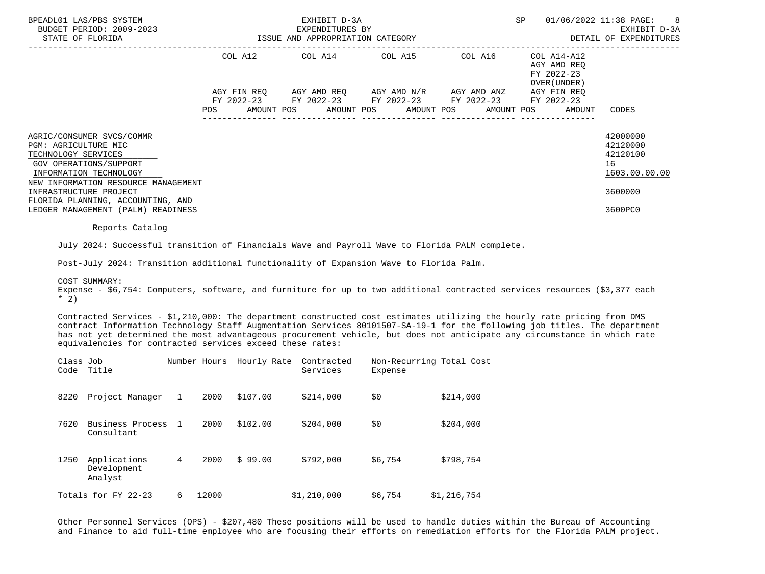AGRIC/CONSUMER SVCS/COMMR 42000000
PGM: AGRICULTURE MIC 42120000
TECHNOLOGY SERVICES 42120100
GOV OPERATIONS/SUPPORT 16
INFORMATION TECHNOLOGY 1603.00.00.00
NEW INFORMATION RESOURCE MANAGEMENT
INFRASTRUCTURE PROJECT 3600000
FLORIDA PLANNING, ACCOUNTING, AND
LEDGER MANAGEMENT (PALM) READINESS 3600PC0

Reports Catalog

July 2024: Successful transition of Financials Wave and Payroll Wave to Florida PALM complete.

Post-July 2024: Transition additional functionality of Expansion Wave to Florida Palm.

COST SUMMARY:
Expense - $6,754: Computers, software, and furniture for up to two additional contracted services resources ($3,377 each * 2)

Contracted Services - $1,210,000: The department constructed cost estimates utilizing the hourly rate pricing from DMS contract Information Technology Staff Augmentation Services 80101507-SA-19-1 for the following job titles. The department has not yet determined the most advantageous procurement vehicle, but does not anticipate any circumstance in which rate equivalencies for contracted services exceed these rates:

| Class Code | Job Title | Number | Hours | Hourly Rate | Contracted Services | Non-Recurring Expense | Total Cost |
|---|---|---|---|---|---|---|---|
| 8220 | Project Manager | 1 | 2000 | $107.00 | $214,000 | $0 | $214,000 |
| 7620 | Business Process Consultant | 1 | 2000 | $102.00 | $204,000 | $0 | $204,000 |
| 1250 | Applications Development Analyst | 4 | 2000 | $ 99.00 | $792,000 | $6,754 | $798,754 |
| Totals for FY 22-23 | | 6 | 12000 | | $1,210,000 | $6,754 | $1,216,754 |

Other Personnel Services (OPS) - $207,480 These positions will be used to handle duties within the Bureau of Accounting and Finance to aid full-time employee who are focusing their efforts on remediation efforts for the Florida PALM project.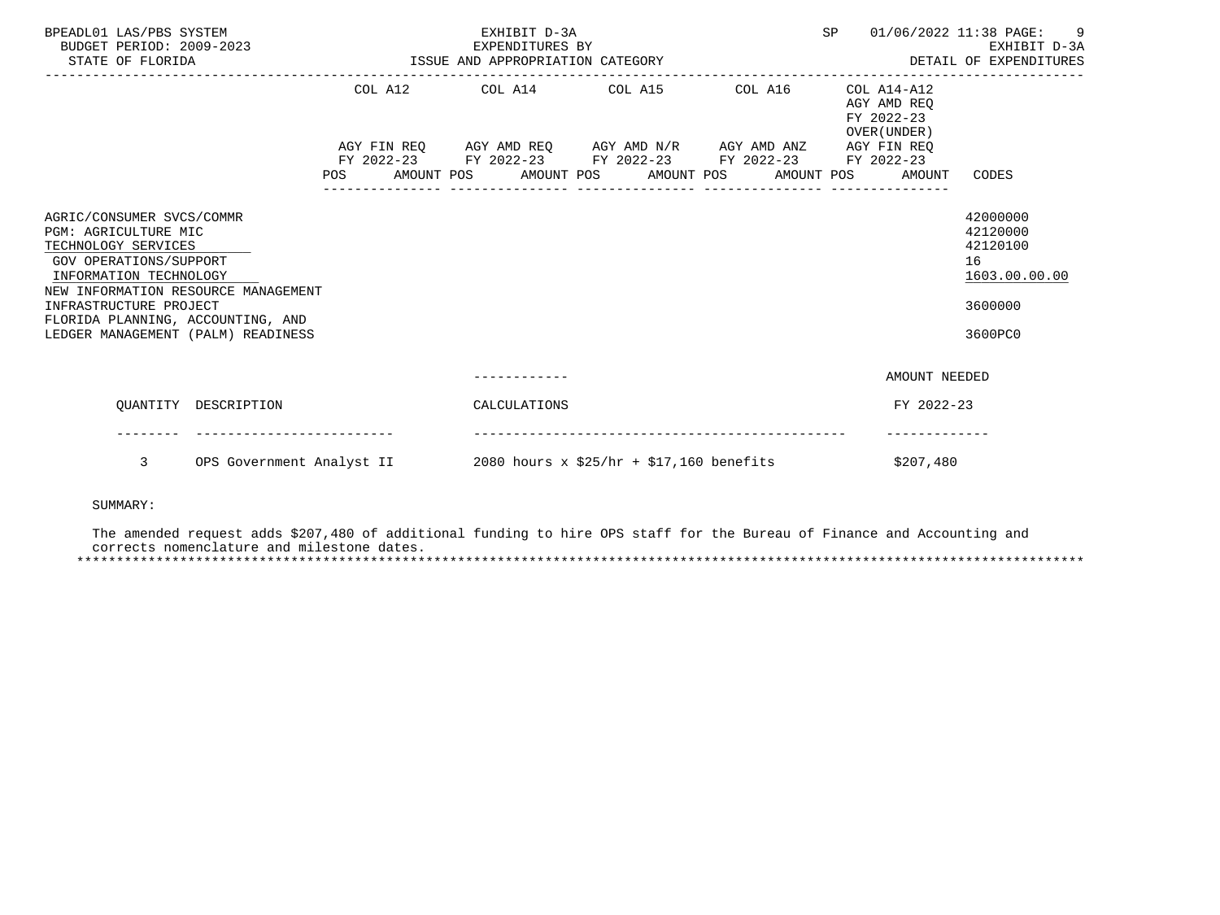BPEADL01 LAS/PBS SYSTEM
BUDGET PERIOD: 2009-2023
STATE OF FLORIDA

EXHIBIT D-3A
EXPENDITURES BY
ISSUE AND APPROPRIATION CATEGORY

SP 01/06/2022 11:38

EXHIBIT D-3A
DETAIL OF EXPENDITURES

| | COL A12 AGY FIN REQ FY 2022-23 POS AMOUNT | COL A14 AGY AMD REQ FY 2022-23 POS AMOUNT | COL A15 AGY AMD N/R FY 2022-23 POS AMOUNT | COL A16 AGY AMD ANZ FY 2022-23 POS AMOUNT | COL A14-A12 AGY AMD REQ FY 2022-23 OVER(UNDER) AGY FIN REQ FY 2022-23 POS AMOUNT | CODES |
|---|---|---|---|---|---|---|
| AGRIC/CONSUMER SVCS/COMMR | | | | | | 42000000 |
| PGM: AGRICULTURE MIC | | | | | | 42120000 |
| TECHNOLOGY SERVICES | | | | | | 42120100 |
| GOV OPERATIONS/SUPPORT | | | | | | 16 |
| INFORMATION TECHNOLOGY | | | | | | 1603.00.00.00 |
| NEW INFORMATION RESOURCE MANAGEMENT INFRASTRUCTURE PROJECT | | | | | | 3600000 |
| FLORIDA PLANNING, ACCOUNTING, AND LEDGER MANAGEMENT (PALM) READINESS | | | | | | 3600PC0 |

| QUANTITY | DESCRIPTION | CALCULATIONS | AMOUNT NEEDED FY 2022-23 |
|---|---|---|---|
| 3 | OPS Government Analyst II | 2080 hours x $25/hr + $17,160 benefits | $207,480 |

SUMMARY:

The amended request adds $207,480 of additional funding to hire OPS staff for the Bureau of Finance and Accounting and corrects nomenclature and milestone dates.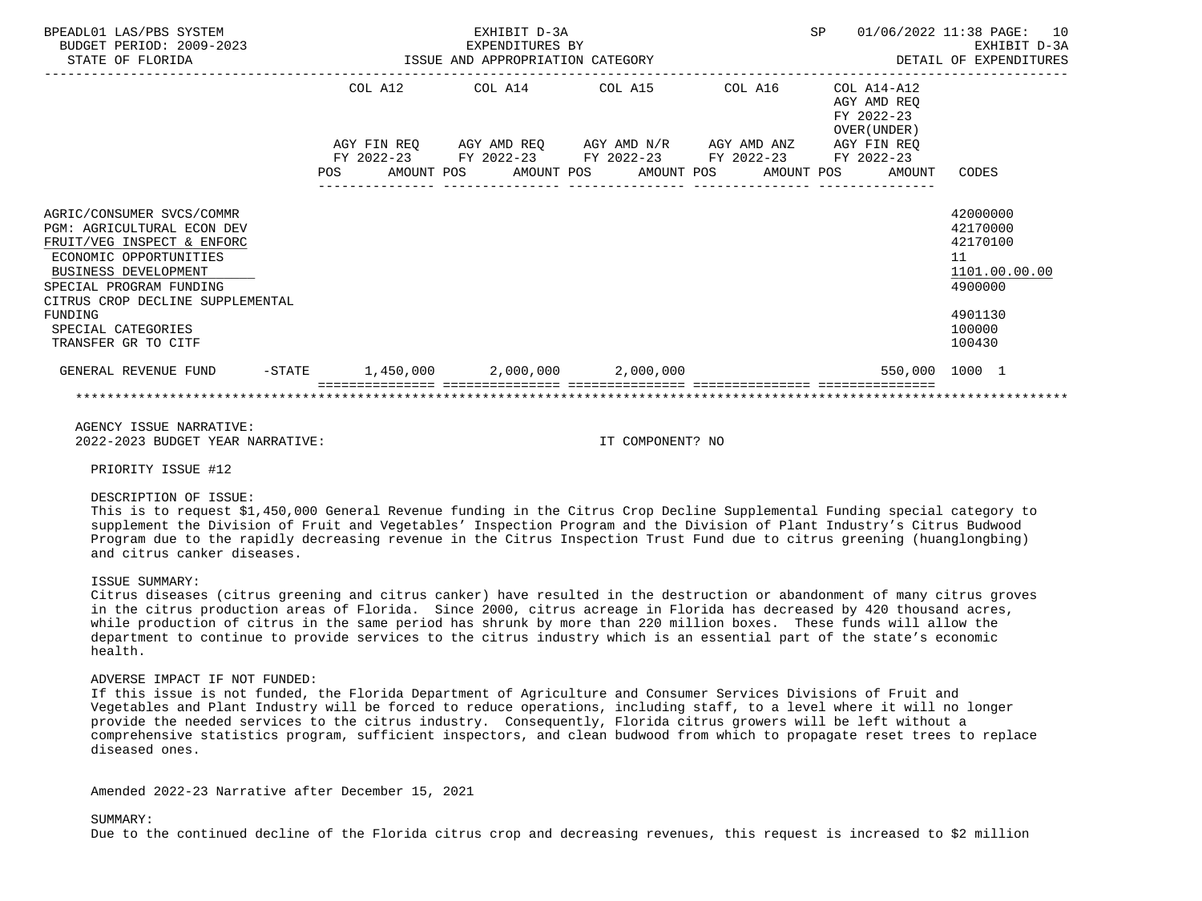BPEADL01 LAS/PBS SYSTEM — EXHIBIT D-3A — EXPENDITURES BY ISSUE AND APPROPRIATION CATEGORY — SP 01/06/2022 11:38 PAGE: 10
BUDGET PERIOD: 2009-2023 — EXHIBIT D-3A
STATE OF FLORIDA — DETAIL OF EXPENDITURES

| | COL A12 AGY FIN REQ FY 2022-23 POS AMOUNT | COL A14 AGY AMD REQ FY 2022-23 POS AMOUNT | COL A15 AGY AMD N/R FY 2022-23 POS AMOUNT | COL A16 AGY AMD ANZ FY 2022-23 POS AMOUNT | COL A14-A12 AGY AMD REQ FY 2022-23 OVER(UNDER) AGY FIN REQ FY 2022-23 POS AMOUNT | CODES |
|---|---|---|---|---|---|---|
| AGRIC/CONSUMER SVCS/COMMR | | | | | | 42000000 |
| PGM: AGRICULTURAL ECON DEV | | | | | | 42170000 |
| FRUIT/VEG INSPECT & ENFORC | | | | | | 42170100 |
| ECONOMIC OPPORTUNITIES | | | | | | 11 |
| BUSINESS DEVELOPMENT | | | | | | 1101.00.00.00 |
| SPECIAL PROGRAM FUNDING | | | | | | 4900000 |
| CITRUS CROP DECLINE SUPPLEMENTAL FUNDING | | | | | | 4901130 |
| SPECIAL CATEGORIES | | | | | | 100000 |
| TRANSFER GR TO CITF | | | | | | 100430 |
| GENERAL REVENUE FUND -STATE | 1,450,000 | 2,000,000 | 2,000,000 | | 550,000 | 1000 1 |

AGENCY ISSUE NARRATIVE:
2022-2023 BUDGET YEAR NARRATIVE: IT COMPONENT? NO

PRIORITY ISSUE #12

DESCRIPTION OF ISSUE:
This is to request $1,450,000 General Revenue funding in the Citrus Crop Decline Supplemental Funding special category to supplement the Division of Fruit and Vegetables' Inspection Program and the Division of Plant Industry's Citrus Budwood Program due to the rapidly decreasing revenue in the Citrus Inspection Trust Fund due to citrus greening (huanglongbing) and citrus canker diseases.

ISSUE SUMMARY:
Citrus diseases (citrus greening and citrus canker) have resulted in the destruction or abandonment of many citrus groves in the citrus production areas of Florida. Since 2000, citrus acreage in Florida has decreased by 420 thousand acres, while production of citrus in the same period has shrunk by more than 220 million boxes. These funds will allow the department to continue to provide services to the citrus industry which is an essential part of the state's economic health.

ADVERSE IMPACT IF NOT FUNDED:
If this issue is not funded, the Florida Department of Agriculture and Consumer Services Divisions of Fruit and Vegetables and Plant Industry will be forced to reduce operations, including staff, to a level where it will no longer provide the needed services to the citrus industry. Consequently, Florida citrus growers will be left without a comprehensive statistics program, sufficient inspectors, and clean budwood from which to propagate reset trees to replace diseased ones.

Amended 2022-23 Narrative after December 15, 2021

SUMMARY:
Due to the continued decline of the Florida citrus crop and decreasing revenues, this request is increased to $2 million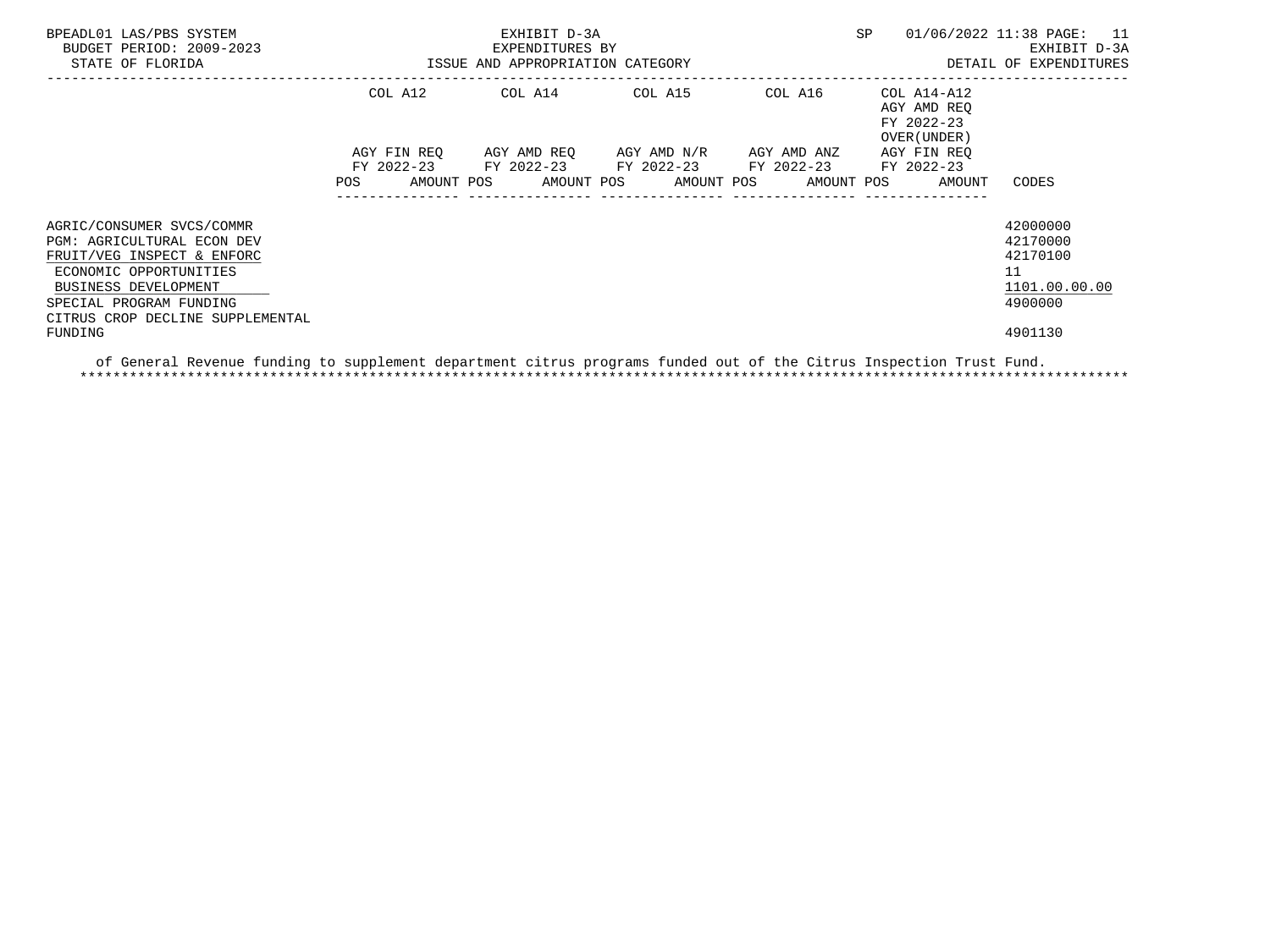BPEADL01 LAS/PBS SYSTEM | EXHIBIT D-3A | SP 01/06/2022 11:38 PAGE: 11
BUDGET PERIOD: 2009-2023 | EXPENDITURES BY | EXHIBIT D-3A
STATE OF FLORIDA | ISSUE AND APPROPRIATION CATEGORY | DETAIL OF EXPENDITURES

| | COL A12 AGY FIN REQ FY 2022-23 | | COL A14 AGY AMD REQ FY 2022-23 | | COL A15 AGY AMD N/R FY 2022-23 | | COL A16 AGY AMD ANZ FY 2022-23 | | COL A14-A12 AGY AMD REQ FY 2022-23 OVER(UNDER) AGY FIN REQ FY 2022-23 | | |
|---|---|---|---|---|---|---|---|---|---|---|---|
| | POS | AMOUNT | POS | AMOUNT | POS | AMOUNT | POS | AMOUNT | POS | AMOUNT | CODES |
| AGRIC/CONSUMER SVCS/COMMR | | | | | | | | | | | 42000000 |
| PGM: AGRICULTURAL ECON DEV | | | | | | | | | | | 42170000 |
| FRUIT/VEG INSPECT & ENFORC | | | | | | | | | | | 42170100 |
| ECONOMIC OPPORTUNITIES | | | | | | | | | | | 11 |
| BUSINESS DEVELOPMENT | | | | | | | | | | | 1101.00.00.00 |
| SPECIAL PROGRAM FUNDING | | | | | | | | | | | 4900000 |
| CITRUS CROP DECLINE SUPPLEMENTAL FUNDING | | | | | | | | | | | 4901130 |

of General Revenue funding to supplement department citrus programs funded out of the Citrus Inspection Trust Fund.

*******************************************************************************************************************************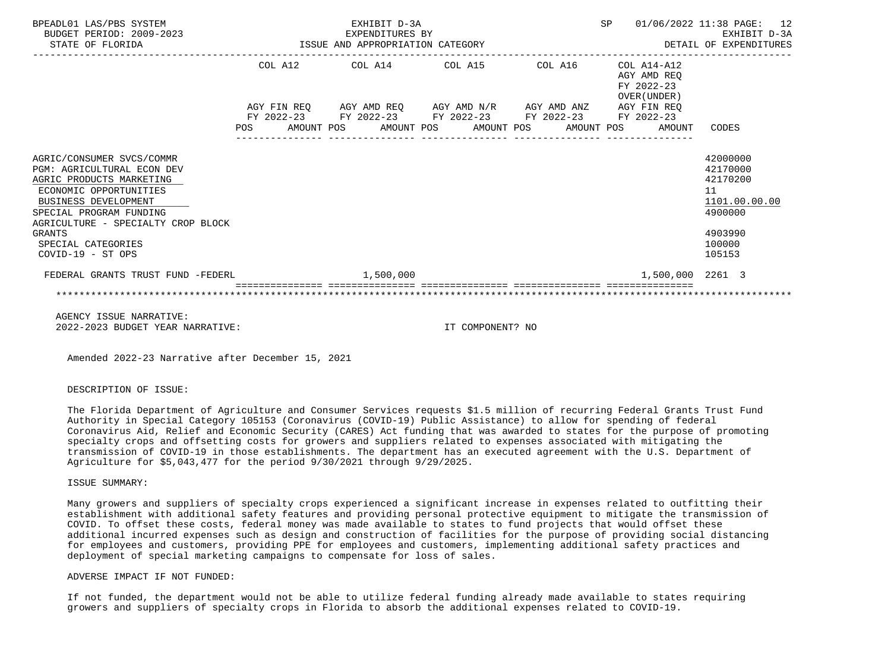BPEADL01 LAS/PBS SYSTEM — EXHIBIT D-3A — EXPENDITURES BY ISSUE AND APPROPRIATION CATEGORY — SP 01/06/2022 11:38

BUDGET PERIOD: 2009-2023 — STATE OF FLORIDA — EXHIBIT D-3A DETAIL OF EXPENDITURES

| | COL A12 AGY FIN REQ FY 2022-23 POS AMOUNT | COL A14 AGY AMD REQ FY 2022-23 POS AMOUNT | COL A15 AGY AMD N/R FY 2022-23 POS AMOUNT | COL A16 AGY AMD ANZ FY 2022-23 POS AMOUNT | COL A14-A12 AGY AMD REQ FY 2022-23 OVER(UNDER) AGY FIN REQ FY 2022-23 POS AMOUNT | CODES |
|---|---|---|---|---|---|---|
| AGRIC/CONSUMER SVCS/COMMR | | | | | | 42000000 |
| PGM: AGRICULTURAL ECON DEV | | | | | | 42170000 |
| AGRIC PRODUCTS MARKETING | | | | | | 42170200 |
| ECONOMIC OPPORTUNITIES | | | | | | 11 |
| BUSINESS DEVELOPMENT | | | | | | 1101.00.00.00 |
| SPECIAL PROGRAM FUNDING | | | | | | 4900000 |
| AGRICULTURE - SPECIALTY CROP BLOCK GRANTS | | | | | | 4903990 |
| SPECIAL CATEGORIES | | | | | | 100000 |
| COVID-19 - ST OPS | | | | | | 105153 |
| FEDERAL GRANTS TRUST FUND -FEDERL | | 1,500,000 | | | 1,500,000 | 2261 3 |

AGENCY ISSUE NARRATIVE:

2022-2023 BUDGET YEAR NARRATIVE: IT COMPONENT? NO

Amended 2022-23 Narrative after December 15, 2021

DESCRIPTION OF ISSUE:

The Florida Department of Agriculture and Consumer Services requests $1.5 million of recurring Federal Grants Trust Fund Authority in Special Category 105153 (Coronavirus (COVID-19) Public Assistance) to allow for spending of federal Coronavirus Aid, Relief and Economic Security (CARES) Act funding that was awarded to states for the purpose of promoting specialty crops and offsetting costs for growers and suppliers related to expenses associated with mitigating the transmission of COVID-19 in those establishments. The department has an executed agreement with the U.S. Department of Agriculture for $5,043,477 for the period 9/30/2021 through 9/29/2025.

ISSUE SUMMARY:

Many growers and suppliers of specialty crops experienced a significant increase in expenses related to outfitting their establishment with additional safety features and providing personal protective equipment to mitigate the transmission of COVID. To offset these costs, federal money was made available to states to fund projects that would offset these additional incurred expenses such as design and construction of facilities for the purpose of providing social distancing for employees and customers, providing PPE for employees and customers, implementing additional safety practices and deployment of special marketing campaigns to compensate for loss of sales.

ADVERSE IMPACT IF NOT FUNDED:

If not funded, the department would not be able to utilize federal funding already made available to states requiring growers and suppliers of specialty crops in Florida to absorb the additional expenses related to COVID-19.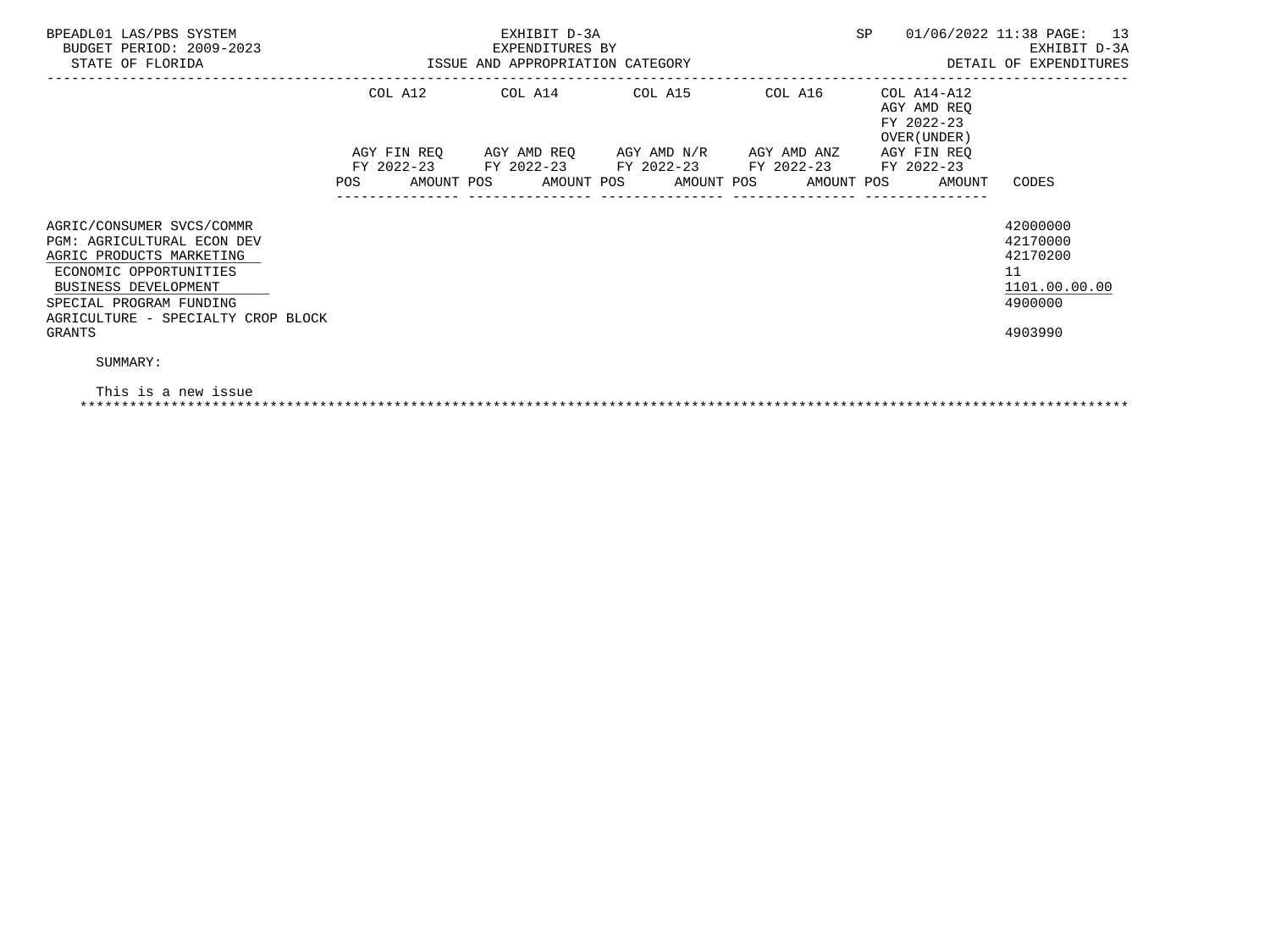BPEADL01 LAS/PBS SYSTEM
BUDGET PERIOD: 2009-2023
STATE OF FLORIDA

EXHIBIT D-3A
EXPENDITURES BY
ISSUE AND APPROPRIATION CATEGORY

SP 01/06/2022 11:38 PAGE: 13
EXHIBIT D-3A
DETAIL OF EXPENDITURES

| | COL A12 AGY FIN REQ FY 2022-23 POS AMOUNT | COL A14 AGY AMD REQ FY 2022-23 POS AMOUNT | COL A15 AGY AMD N/R FY 2022-23 POS AMOUNT | COL A16 AGY AMD ANZ FY 2022-23 POS AMOUNT | COL A14-A12 AGY AMD REQ FY 2022-23 OVER(UNDER) AGY FIN REQ FY 2022-23 POS AMOUNT | CODES |
|---|---|---|---|---|---|---|
| AGRIC/CONSUMER SVCS/COMMR | | | | | | 42000000 |
| PGM: AGRICULTURAL ECON DEV | | | | | | 42170000 |
| AGRIC PRODUCTS MARKETING | | | | | | 42170200 |
| ECONOMIC OPPORTUNITIES | | | | | | 11 |
| BUSINESS DEVELOPMENT | | | | | | 1101.00.00.00 |
| SPECIAL PROGRAM FUNDING | | | | | | 4900000 |
| AGRICULTURE - SPECIALTY CROP BLOCK GRANTS | | | | | | 4903990 |

SUMMARY:

This is a new issue

*******************************************************************************************************************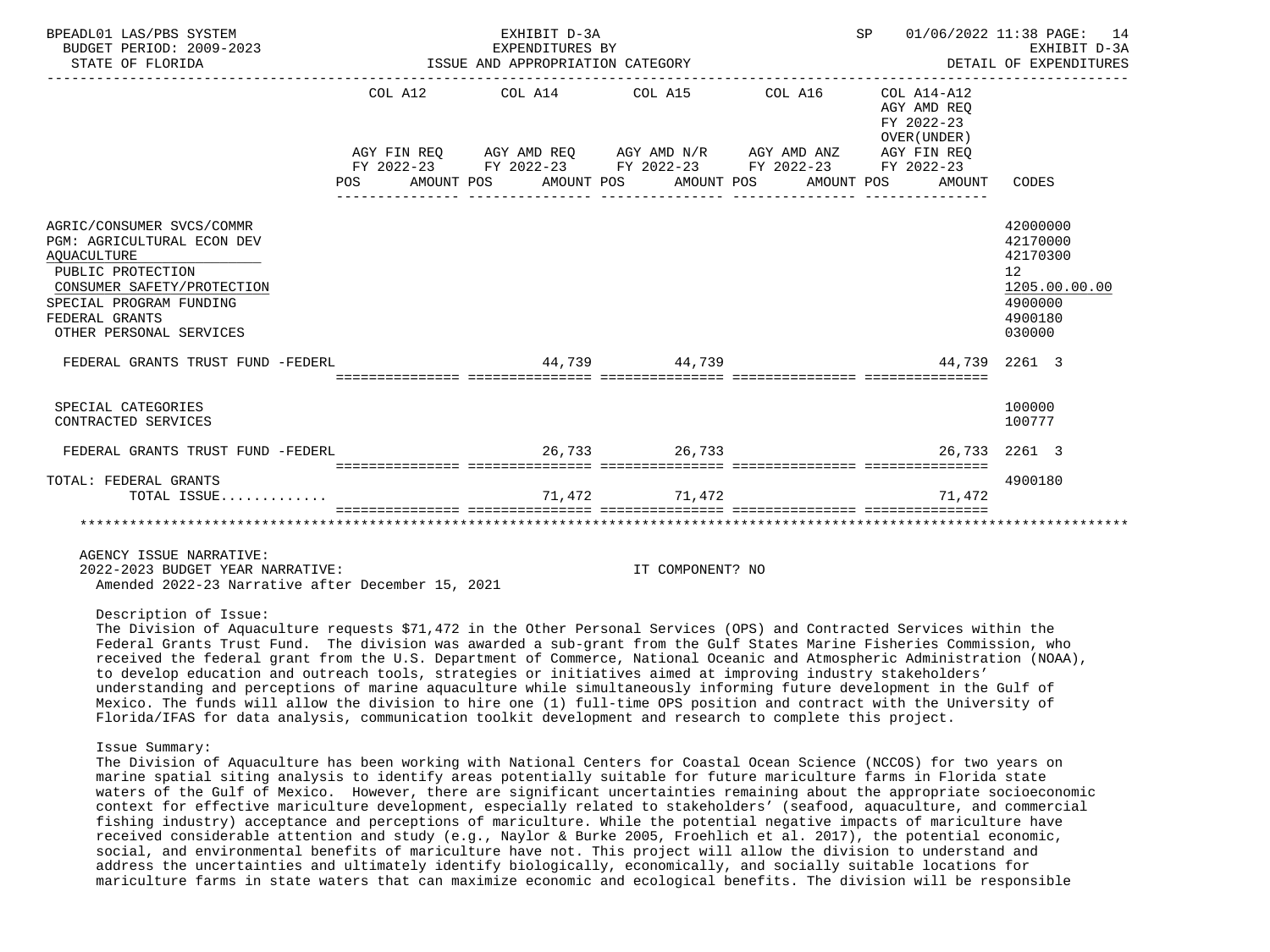BPEADL01 LAS/PBS SYSTEM — EXHIBIT D-3A — EXPENDITURES BY ISSUE AND APPROPRIATION CATEGORY — SP 01/06/2022 11:38

BUDGET PERIOD: 2009-2023 — STATE OF FLORIDA — EXHIBIT D-3A DETAIL OF EXPENDITURES

| | COL A12 AGY FIN REQ FY 2022-23 POS AMOUNT | COL A14 AGY AMD REQ FY 2022-23 POS AMOUNT | COL A15 AGY AMD N/R FY 2022-23 POS AMOUNT | COL A16 AGY AMD ANZ FY 2022-23 POS AMOUNT | COL A14-A12 AGY AMD REQ FY 2022-23 OVER(UNDER) AGY FIN REQ FY 2022-23 POS AMOUNT | CODES |
|---|---|---|---|---|---|---|
| AGRIC/CONSUMER SVCS/COMMR | | | | | | 42000000 |
| PGM: AGRICULTURAL ECON DEV | | | | | | 42170000 |
| AQUACULTURE | | | | | | 42170300 |
| PUBLIC PROTECTION | | | | | | 12 |
| CONSUMER SAFETY/PROTECTION | | | | | | 1205.00.00.00 |
| SPECIAL PROGRAM FUNDING | | | | | | 4900000 |
| FEDERAL GRANTS | | | | | | 4900180 |
| OTHER PERSONAL SERVICES | | | | | | 030000 |
| FEDERAL GRANTS TRUST FUND -FEDERL | | 44,739 | 44,739 | | 44,739 | 2261 3 |
| SPECIAL CATEGORIES | | | | | | 100000 |
| CONTRACTED SERVICES | | | | | | 100777 |
| FEDERAL GRANTS TRUST FUND -FEDERL | | 26,733 | 26,733 | | 26,733 | 2261 3 |
| TOTAL: FEDERAL GRANTS | | | | | | 4900180 |
| TOTAL ISSUE............ | | 71,472 | 71,472 | | 71,472 | |

AGENCY ISSUE NARRATIVE:
2022-2023 BUDGET YEAR NARRATIVE: IT COMPONENT? NO
Amended 2022-23 Narrative after December 15, 2021

Description of Issue:
The Division of Aquaculture requests $71,472 in the Other Personal Services (OPS) and Contracted Services within the Federal Grants Trust Fund. The division was awarded a sub-grant from the Gulf States Marine Fisheries Commission, who received the federal grant from the U.S. Department of Commerce, National Oceanic and Atmospheric Administration (NOAA), to develop education and outreach tools, strategies or initiatives aimed at improving industry stakeholders' understanding and perceptions of marine aquaculture while simultaneously informing future development in the Gulf of Mexico. The funds will allow the division to hire one (1) full-time OPS position and contract with the University of Florida/IFAS for data analysis, communication toolkit development and research to complete this project.

Issue Summary:
The Division of Aquaculture has been working with National Centers for Coastal Ocean Science (NCCOS) for two years on marine spatial siting analysis to identify areas potentially suitable for future mariculture farms in Florida state waters of the Gulf of Mexico. However, there are significant uncertainties remaining about the appropriate socioeconomic context for effective mariculture development, especially related to stakeholders' (seafood, aquaculture, and commercial fishing industry) acceptance and perceptions of mariculture. While the potential negative impacts of mariculture have received considerable attention and study (e.g., Naylor & Burke 2005, Froehlich et al. 2017), the potential economic, social, and environmental benefits of mariculture have not. This project will allow the division to understand and address the uncertainties and ultimately identify biologically, economically, and socially suitable locations for mariculture farms in state waters that can maximize economic and ecological benefits. The division will be responsible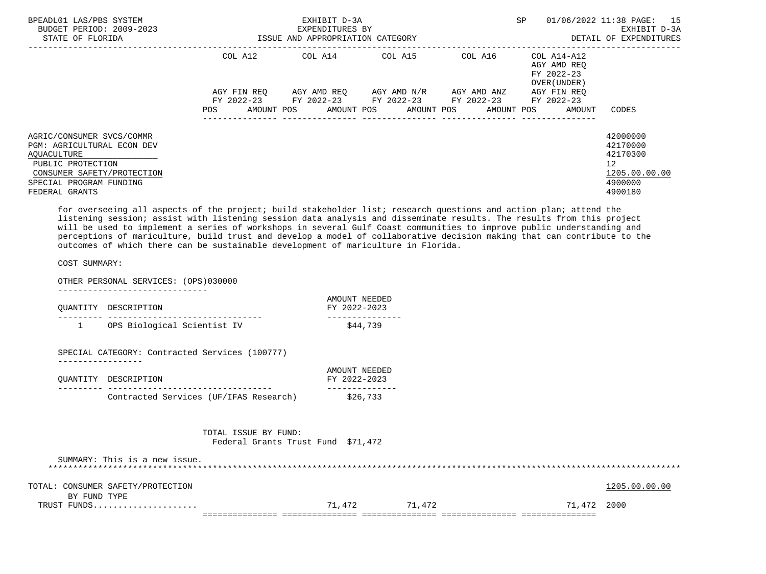| | COL A12 AGY FIN REQ FY 2022-23 POS AMOUNT | COL A14 AGY AMD REQ FY 2022-23 POS AMOUNT | COL A15 AGY AMD N/R FY 2022-23 POS AMOUNT | COL A16 AGY AMD ANZ FY 2022-23 POS AMOUNT | COL A14-A12 AGY AMD REQ FY 2022-23 OVER(UNDER) AGY FIN REQ FY 2022-23 POS AMOUNT | CODES |
|---|---|---|---|---|---|---|
| AGRIC/CONSUMER SVCS/COMMR | | | | | | 42000000 |
| PGM: AGRICULTURAL ECON DEV | | | | | | 42170000 |
| AQUACULTURE | | | | | | 42170300 |
| PUBLIC PROTECTION | | | | | | 12 |
| CONSUMER SAFETY/PROTECTION | | | | | | 1205.00.00.00 |
| SPECIAL PROGRAM FUNDING | | | | | | 4900000 |
| FEDERAL GRANTS | | | | | | 4900180 |

for overseeing all aspects of the project; build stakeholder list; research questions and action plan; attend the listening session; assist with listening session data analysis and disseminate results. The results from this project will be used to implement a series of workshops in several Gulf Coast communities to improve public understanding and perceptions of mariculture, build trust and develop a model of collaborative decision making that can contribute to the outcomes of which there can be sustainable development of mariculture in Florida.

COST SUMMARY:

OTHER PERSONAL SERVICES: (OPS)030000

| QUANTITY | DESCRIPTION | AMOUNT NEEDED FY 2022-2023 |
|---|---|---|
| 1 | OPS Biological Scientist IV | $44,739 |

SPECIAL CATEGORY: Contracted Services (100777)

| QUANTITY | DESCRIPTION | AMOUNT NEEDED FY 2022-2023 |
|---|---|---|
| | Contracted Services (UF/IFAS Research) | $26,733 |

TOTAL ISSUE BY FUND:
Federal Grants Trust Fund $71,472

SUMMARY: This is a new issue.

*******************************************************************************************************************

| | COL A12 | COL A14 | COL A15 | COL A16 | COL A14-A12 | CODES |
|---|---|---|---|---|---|---|
| TOTAL: CONSUMER SAFETY/PROTECTION | | | | | | 1205.00.00.00 |
| BY FUND TYPE | | | | | | |
| TRUST FUNDS.................... | | 71,472 | 71,472 | | 71,472 | 2000 |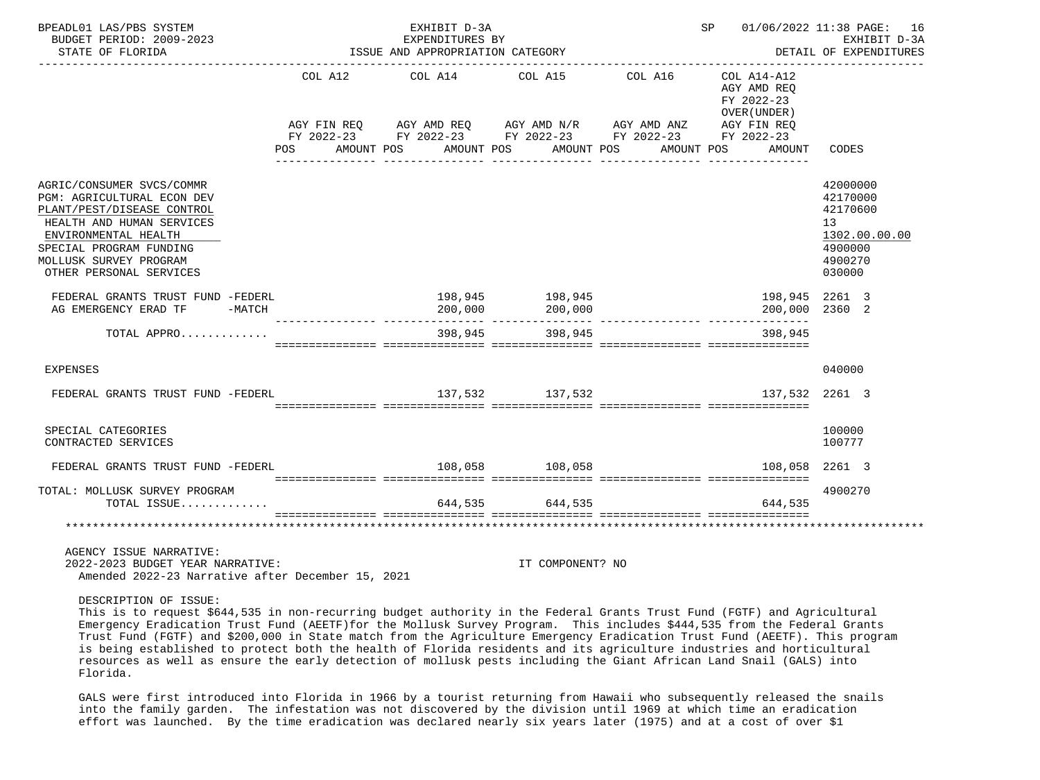BPEADL01 LAS/PBS SYSTEM — EXHIBIT D-3A — EXPENDITURES BY ISSUE AND APPROPRIATION CATEGORY
BUDGET PERIOD: 2009-2023 — STATE OF FLORIDA — SP 01/06/2022 11:38 — EXHIBIT D-3A DETAIL OF EXPENDITURES

| | COL A12 AGY FIN REQ FY 2022-23 POS AMOUNT | COL A14 AGY AMD REQ FY 2022-23 POS AMOUNT | COL A15 AGY AMD N/R FY 2022-23 POS AMOUNT | COL A16 AGY AMD ANZ FY 2022-23 POS AMOUNT | COL A14-A12 AGY AMD REQ FY 2022-23 OVER(UNDER) AGY FIN REQ FY 2022-23 POS AMOUNT | CODES |
|---|---|---|---|---|---|---|
| AGRIC/CONSUMER SVCS/COMMR | | | | | | 42000000 |
| PGM: AGRICULTURAL ECON DEV | | | | | | 42170000 |
| PLANT/PEST/DISEASE CONTROL | | | | | | 42170600 |
| HEALTH AND HUMAN SERVICES | | | | | | 13 |
| ENVIRONMENTAL HEALTH | | | | | | 1302.00.00.00 |
| SPECIAL PROGRAM FUNDING | | | | | | 4900000 |
| MOLLUSK SURVEY PROGRAM | | | | | | 4900270 |
| OTHER PERSONAL SERVICES | | | | | | 030000 |
| FEDERAL GRANTS TRUST FUND -FEDERL | | 198,945 | 198,945 | | 198,945 | 2261 3 |
| AG EMERGENCY ERAD TF -MATCH | | 200,000 | 200,000 | | 200,000 | 2360 2 |
| TOTAL APPRO............. | | 398,945 | 398,945 | | 398,945 | |
| EXPENSES | | | | | | 040000 |
| FEDERAL GRANTS TRUST FUND -FEDERL | | 137,532 | 137,532 | | 137,532 | 2261 3 |
| SPECIAL CATEGORIES | | | | | | 100000 |
| CONTRACTED SERVICES | | | | | | 100777 |
| FEDERAL GRANTS TRUST FUND -FEDERL | | 108,058 | 108,058 | | 108,058 | 2261 3 |
| TOTAL: MOLLUSK SURVEY PROGRAM | | | | | | 4900270 |
| TOTAL ISSUE............. | | 644,535 | 644,535 | | 644,535 | |

AGENCY ISSUE NARRATIVE:
2022-2023 BUDGET YEAR NARRATIVE: IT COMPONENT? NO
Amended 2022-23 Narrative after December 15, 2021

DESCRIPTION OF ISSUE:
This is to request $644,535 in non-recurring budget authority in the Federal Grants Trust Fund (FGTF) and Agricultural Emergency Eradication Trust Fund (AEETF)for the Mollusk Survey Program. This includes $444,535 from the Federal Grants Trust Fund (FGTF) and $200,000 in State match from the Agriculture Emergency Eradication Trust Fund (AEETF). This program is being established to protect both the health of Florida residents and its agriculture industries and horticultural resources as well as ensure the early detection of mollusk pests including the Giant African Land Snail (GALS) into Florida.

GALS were first introduced into Florida in 1966 by a tourist returning from Hawaii who subsequently released the snails into the family garden. The infestation was not discovered by the division until 1969 at which time an eradication effort was launched. By the time eradication was declared nearly six years later (1975) and at a cost of over $1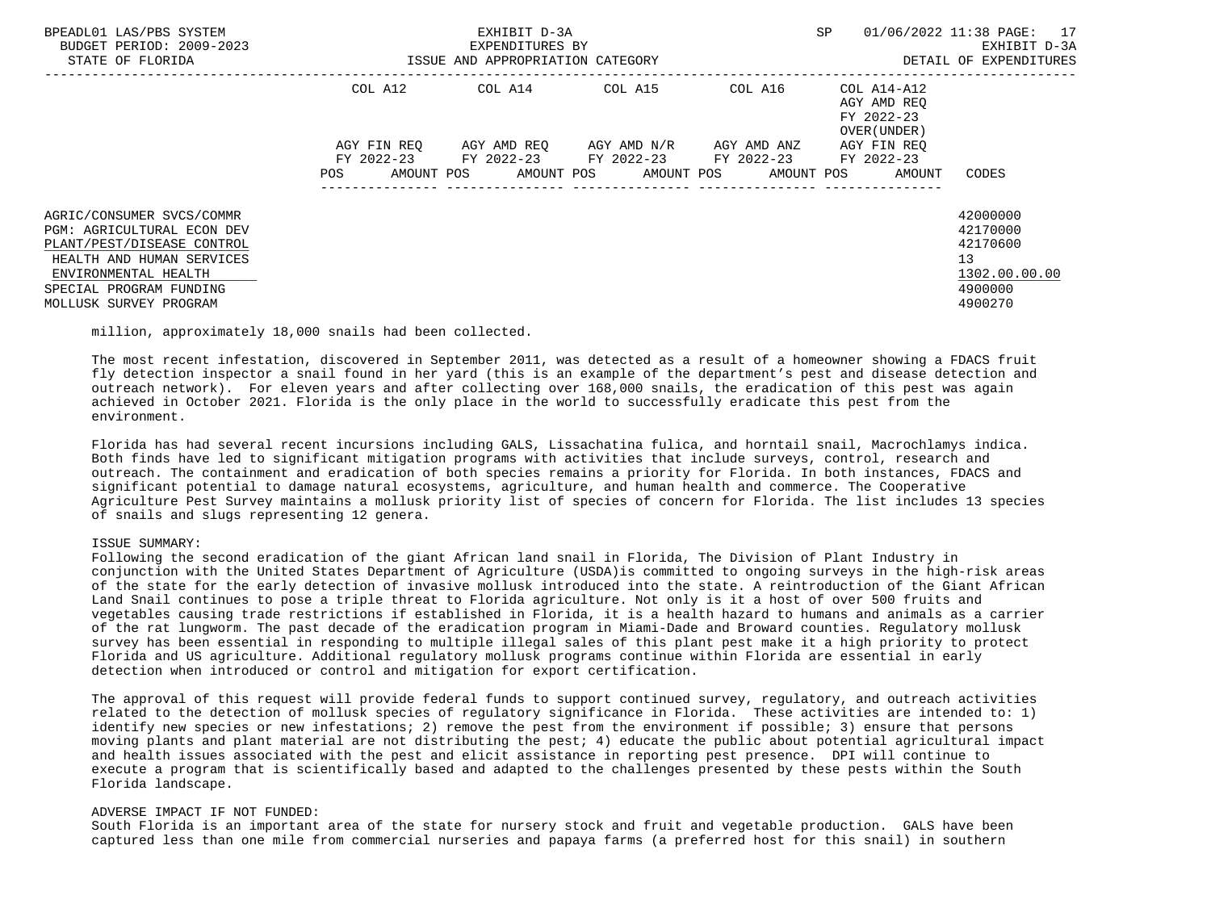| | COL A12 | COL A14 | COL A15 | COL A16 | COL A14-A12 AGY AMD REQ FY 2022-23 OVER(UNDER) | |
|---|---|---|---|---|---|---|
| | AGY FIN REQ FY 2022-23 | AGY AMD REQ FY 2022-23 | AGY AMD N/R FY 2022-23 | AGY AMD ANZ FY 2022-23 | AGY FIN REQ FY 2022-23 | |
| | POS AMOUNT | POS AMOUNT | POS AMOUNT | POS AMOUNT | POS AMOUNT | CODES |
| AGRIC/CONSUMER SVCS/COMMR | | | | | | 42000000 |
| PGM: AGRICULTURAL ECON DEV | | | | | | 42170000 |
| PLANT/PEST/DISEASE CONTROL | | | | | | 42170600 |
| HEALTH AND HUMAN SERVICES | | | | | | 13 |
| ENVIRONMENTAL HEALTH | | | | | | 1302.00.00.00 |
| SPECIAL PROGRAM FUNDING | | | | | | 4900000 |
| MOLLUSK SURVEY PROGRAM | | | | | | 4900270 |

million, approximately 18,000 snails had been collected.

The most recent infestation, discovered in September 2011, was detected as a result of a homeowner showing a FDACS fruit fly detection inspector a snail found in her yard (this is an example of the department's pest and disease detection and outreach network). For eleven years and after collecting over 168,000 snails, the eradication of this pest was again achieved in October 2021. Florida is the only place in the world to successfully eradicate this pest from the environment.

Florida has had several recent incursions including GALS, Lissachatina fulica, and horntail snail, Macrochlamys indica. Both finds have led to significant mitigation programs with activities that include surveys, control, research and outreach. The containment and eradication of both species remains a priority for Florida. In both instances, FDACS and significant potential to damage natural ecosystems, agriculture, and human health and commerce. The Cooperative Agriculture Pest Survey maintains a mollusk priority list of species of concern for Florida. The list includes 13 species of snails and slugs representing 12 genera.

ISSUE SUMMARY:
Following the second eradication of the giant African land snail in Florida, The Division of Plant Industry in conjunction with the United States Department of Agriculture (USDA)is committed to ongoing surveys in the high-risk areas of the state for the early detection of invasive mollusk introduced into the state. A reintroduction of the Giant African Land Snail continues to pose a triple threat to Florida agriculture. Not only is it a host of over 500 fruits and vegetables causing trade restrictions if established in Florida, it is a health hazard to humans and animals as a carrier of the rat lungworm. The past decade of the eradication program in Miami-Dade and Broward counties. Regulatory mollusk survey has been essential in responding to multiple illegal sales of this plant pest make it a high priority to protect Florida and US agriculture. Additional regulatory mollusk programs continue within Florida are essential in early detection when introduced or control and mitigation for export certification.

The approval of this request will provide federal funds to support continued survey, regulatory, and outreach activities related to the detection of mollusk species of regulatory significance in Florida. These activities are intended to: 1) identify new species or new infestations; 2) remove the pest from the environment if possible; 3) ensure that persons moving plants and plant material are not distributing the pest; 4) educate the public about potential agricultural impact and health issues associated with the pest and elicit assistance in reporting pest presence. DPI will continue to execute a program that is scientifically based and adapted to the challenges presented by these pests within the South Florida landscape.

ADVERSE IMPACT IF NOT FUNDED:
South Florida is an important area of the state for nursery stock and fruit and vegetable production. GALS have been captured less than one mile from commercial nurseries and papaya farms (a preferred host for this snail) in southern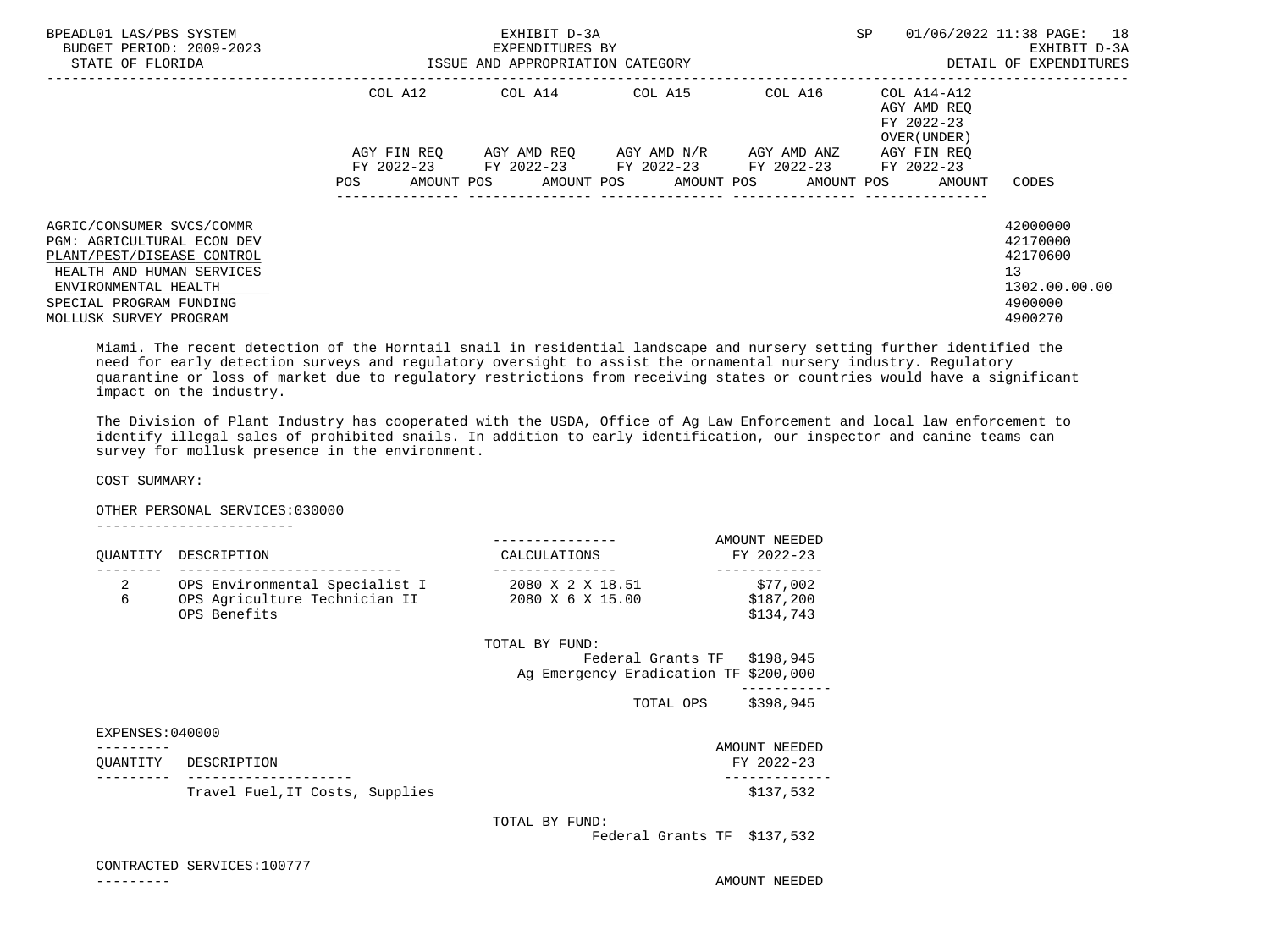| | COL A12 | COL A14 | COL A15 | COL A16 | COL A14-A12 AGY AMD REQ FY 2022-23 OVER(UNDER) | |
|---|---|---|---|---|---|---|
| | AGY FIN REQ FY 2022-23 | AGY AMD REQ FY 2022-23 | AGY AMD N/R FY 2022-23 | AGY AMD ANZ FY 2022-23 | AGY FIN REQ FY 2022-23 | |
| | POS AMOUNT | POS AMOUNT | POS AMOUNT | POS AMOUNT | POS AMOUNT | CODES |

| | CODES |
|---|---|
| AGRIC/CONSUMER SVCS/COMMR | 42000000 |
| PGM: AGRICULTURAL ECON DEV | 42170000 |
| PLANT/PEST/DISEASE CONTROL | 42170600 |
| HEALTH AND HUMAN SERVICES | 13 |
| ENVIRONMENTAL HEALTH | 1302.00.00.00 |
| SPECIAL PROGRAM FUNDING | 4900000 |
| MOLLUSK SURVEY PROGRAM | 4900270 |

Miami. The recent detection of the Horntail snail in residential landscape and nursery setting further identified the need for early detection surveys and regulatory oversight to assist the ornamental nursery industry. Regulatory quarantine or loss of market due to regulatory restrictions from receiving states or countries would have a significant impact on the industry.

The Division of Plant Industry has cooperated with the USDA, Office of Ag Law Enforcement and local law enforcement to identify illegal sales of prohibited snails. In addition to early identification, our inspector and canine teams can survey for mollusk presence in the environment.

COST SUMMARY:

OTHER PERSONAL SERVICES:030000

| QUANTITY | DESCRIPTION | CALCULATIONS | AMOUNT NEEDED FY 2022-23 |
|---|---|---|---|
| 2 | OPS Environmental Specialist I | 2080 X 2 X 18.51 | $77,002 |
| 6 | OPS Agriculture Technician II | 2080 X 6 X 15.00 | $187,200 |
| | OPS Benefits | | $134,743 |

TOTAL BY FUND:

| | |
|---|---|
| Federal Grants TF | $198,945 |
| Ag Emergency Eradication TF | $200,000 |
| TOTAL OPS | $398,945 |

EXPENSES:040000

| QUANTITY | DESCRIPTION | AMOUNT NEEDED FY 2022-23 |
|---|---|---|
| | Travel Fuel,IT Costs, Supplies | $137,532 |

TOTAL BY FUND:

Federal Grants TF $137,532

CONTRACTED SERVICES:100777

AMOUNT NEEDED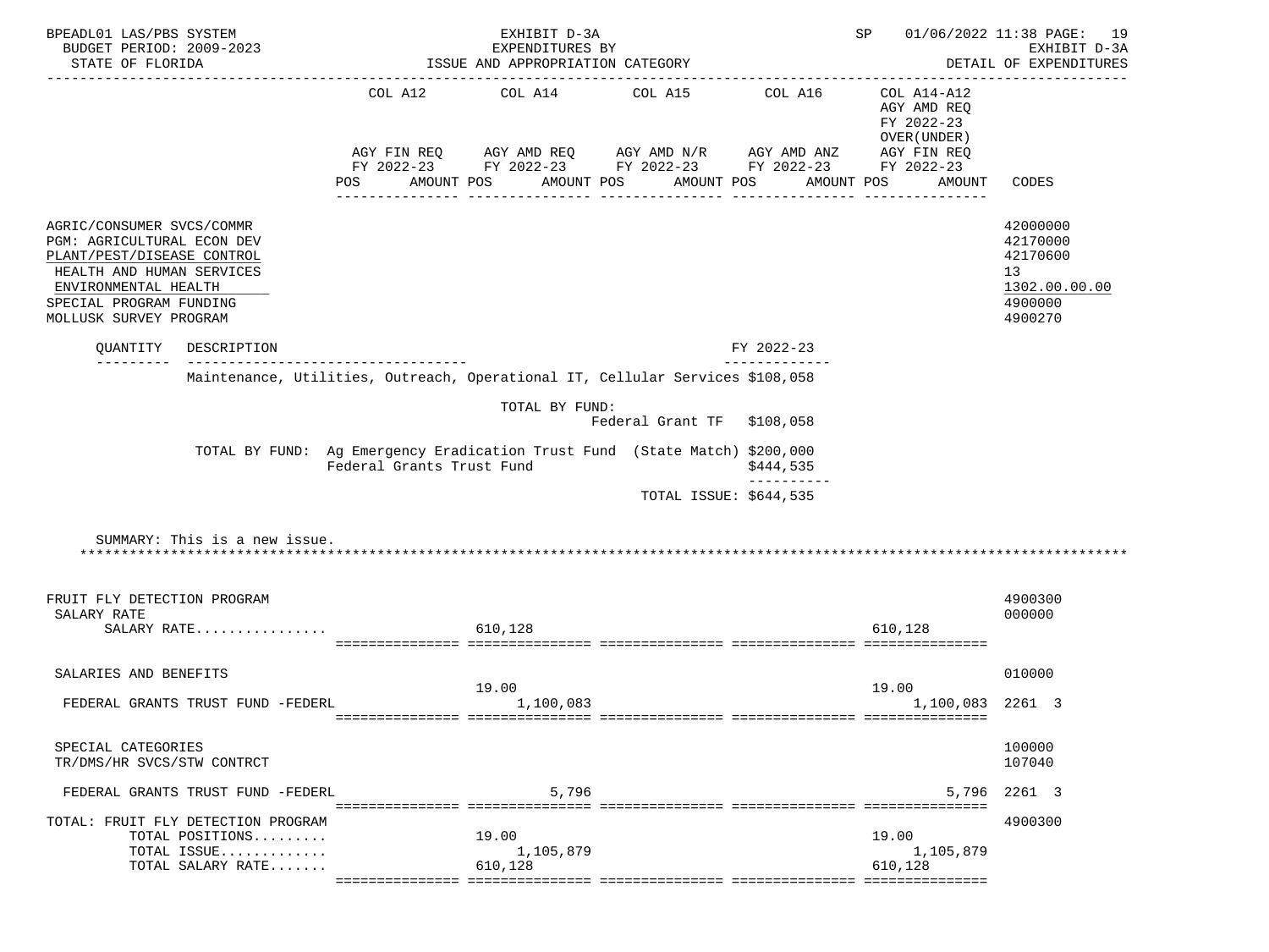BPEADL01 LAS/PBS SYSTEM — EXHIBIT D-3A — EXPENDITURES BY ISSUE AND APPROPRIATION CATEGORY — SP 01/06/2022 11:38 PAGE: 19
BUDGET PERIOD: 2009-2023 — EXHIBIT D-3A
STATE OF FLORIDA — DETAIL OF EXPENDITURES

| | COL A12 AGY FIN REQ FY 2022-23 POS AMOUNT | COL A14 AGY AMD REQ FY 2022-23 POS AMOUNT | COL A15 AGY AMD N/R FY 2022-23 POS AMOUNT | COL A16 AGY AMD ANZ FY 2022-23 POS AMOUNT | COL A14-A12 AGY AMD REQ FY 2022-23 OVER(UNDER) AGY FIN REQ FY 2022-23 POS AMOUNT | CODES |
|---|---|---|---|---|---|---|
| AGRIC/CONSUMER SVCS/COMMR | | | | | | 42000000 |
| PGM: AGRICULTURAL ECON DEV | | | | | | 42170000 |
| PLANT/PEST/DISEASE CONTROL | | | | | | 42170600 |
| HEALTH AND HUMAN SERVICES | | | | | | 13 |
| ENVIRONMENTAL HEALTH | | | | | | 1302.00.00.00 |
| SPECIAL PROGRAM FUNDING | | | | | | 4900000 |
| MOLLUSK SURVEY PROGRAM | | | | | | 4900270 |

| QUANTITY | DESCRIPTION | FY 2022-23 |
|---|---|---|
| | Maintenance, Utilities, Outreach, Operational IT, Cellular Services | $108,058 |
| | TOTAL BY FUND: Federal Grant TF | $108,058 |
| | TOTAL BY FUND: Ag Emergency Eradication Trust Fund (State Match) | $200,000 |
| | Federal Grants Trust Fund | $444,535 |
| | TOTAL ISSUE: | $644,535 |

SUMMARY: This is a new issue.

******************************************************************************************************************

| | COL A12 | COL A14 | COL A15 | COL A16 | COL A14-A12 | CODES |
|---|---|---|---|---|---|---|
| FRUIT FLY DETECTION PROGRAM | | | | | | 4900300 |
| SALARY RATE | | | | | | 000000 |
| SALARY RATE................ | | 610,128 | | | 610,128 | |
| SALARIES AND BENEFITS | | 19.00 | | | 19.00 | 010000 |
| FEDERAL GRANTS TRUST FUND -FEDERL | | 1,100,083 | | | 1,100,083 | 2261 3 |
| SPECIAL CATEGORIES | | | | | | 100000 |
| TR/DMS/HR SVCS/STW CONTRCT | | | | | | 107040 |
| FEDERAL GRANTS TRUST FUND -FEDERL | | 5,796 | | | 5,796 | 2261 3 |
| TOTAL: FRUIT FLY DETECTION PROGRAM | | | | | | 4900300 |
| TOTAL POSITIONS......... | | 19.00 | | | 19.00 | |
| TOTAL ISSUE............. | | 1,105,879 | | | 1,105,879 | |
| TOTAL SALARY RATE....... | | 610,128 | | | 610,128 | |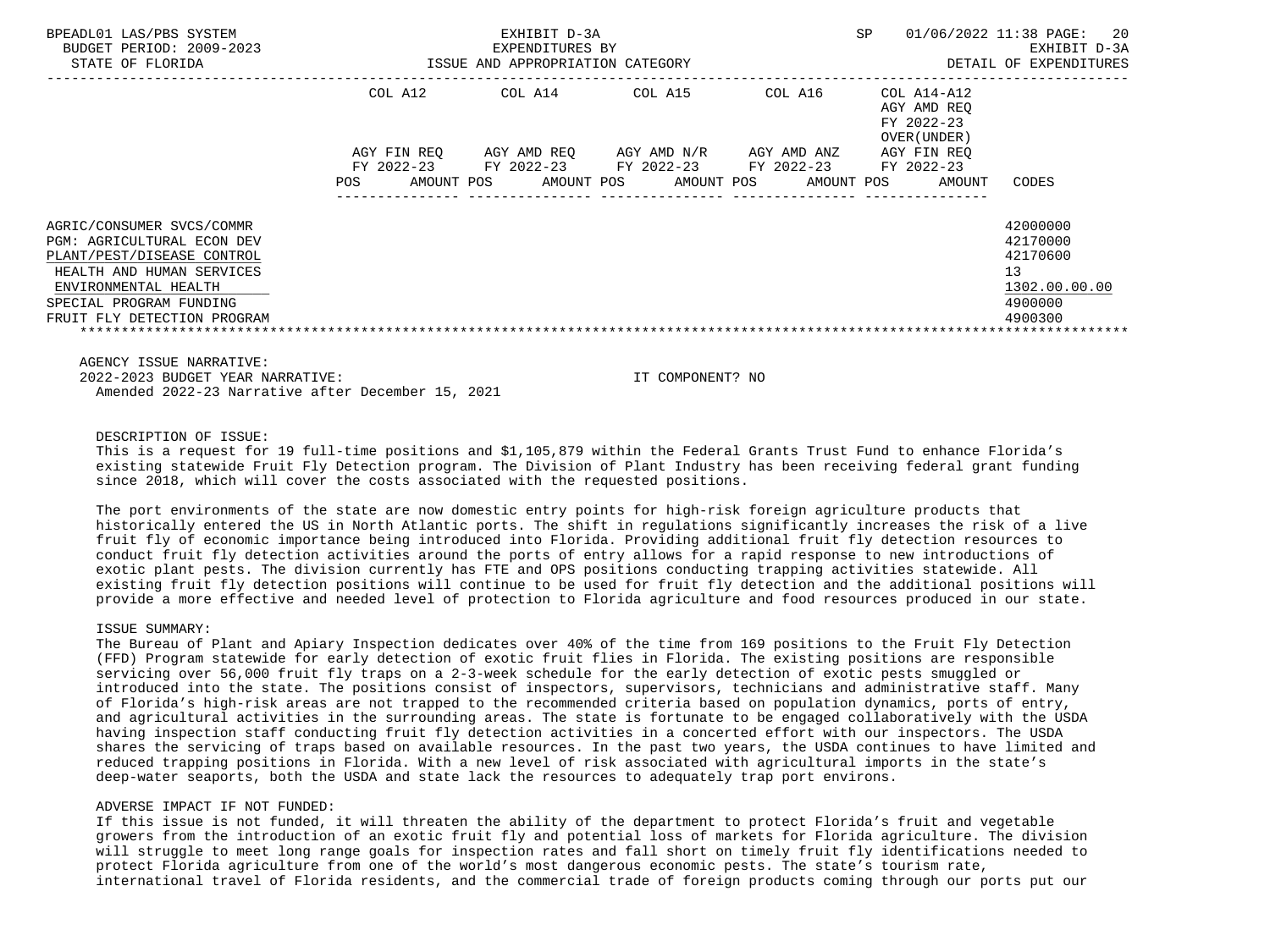| | COL A12 | COL A14 | COL A15 | COL A16 | COL A14-A12 AGY AMD REQ FY 2022-23 OVER(UNDER) | |
|---|---|---|---|---|---|---|
| | AGY FIN REQ FY 2022-23 | AGY AMD REQ FY 2022-23 | AGY AMD N/R FY 2022-23 | AGY AMD ANZ FY 2022-23 | AGY FIN REQ FY 2022-23 | |
| | POS AMOUNT | POS AMOUNT | POS AMOUNT | POS AMOUNT | POS AMOUNT | CODES |
| AGRIC/CONSUMER SVCS/COMMR | | | | | | 42000000 |
| PGM: AGRICULTURAL ECON DEV | | | | | | 42170000 |
| PLANT/PEST/DISEASE CONTROL | | | | | | 42170600 |
| HEALTH AND HUMAN SERVICES | | | | | | 13 |
| ENVIRONMENTAL HEALTH | | | | | | 1302.00.00.00 |
| SPECIAL PROGRAM FUNDING | | | | | | 4900000 |
| FRUIT FLY DETECTION PROGRAM | | | | | | 4900300 |

AGENCY ISSUE NARRATIVE:

2022-2023 BUDGET YEAR NARRATIVE: IT COMPONENT? NO

Amended 2022-23 Narrative after December 15, 2021

DESCRIPTION OF ISSUE:

This is a request for 19 full-time positions and $1,105,879 within the Federal Grants Trust Fund to enhance Florida's existing statewide Fruit Fly Detection program. The Division of Plant Industry has been receiving federal grant funding since 2018, which will cover the costs associated with the requested positions.

The port environments of the state are now domestic entry points for high-risk foreign agriculture products that historically entered the US in North Atlantic ports. The shift in regulations significantly increases the risk of a live fruit fly of economic importance being introduced into Florida. Providing additional fruit fly detection resources to conduct fruit fly detection activities around the ports of entry allows for a rapid response to new introductions of exotic plant pests. The division currently has FTE and OPS positions conducting trapping activities statewide. All existing fruit fly detection positions will continue to be used for fruit fly detection and the additional positions will provide a more effective and needed level of protection to Florida agriculture and food resources produced in our state.

ISSUE SUMMARY:

The Bureau of Plant and Apiary Inspection dedicates over 40% of the time from 169 positions to the Fruit Fly Detection (FFD) Program statewide for early detection of exotic fruit flies in Florida. The existing positions are responsible servicing over 56,000 fruit fly traps on a 2-3-week schedule for the early detection of exotic pests smuggled or introduced into the state. The positions consist of inspectors, supervisors, technicians and administrative staff. Many of Florida's high-risk areas are not trapped to the recommended criteria based on population dynamics, ports of entry, and agricultural activities in the surrounding areas. The state is fortunate to be engaged collaboratively with the USDA having inspection staff conducting fruit fly detection activities in a concerted effort with our inspectors. The USDA shares the servicing of traps based on available resources. In the past two years, the USDA continues to have limited and reduced trapping positions in Florida. With a new level of risk associated with agricultural imports in the state's deep-water seaports, both the USDA and state lack the resources to adequately trap port environs.

ADVERSE IMPACT IF NOT FUNDED:

If this issue is not funded, it will threaten the ability of the department to protect Florida's fruit and vegetable growers from the introduction of an exotic fruit fly and potential loss of markets for Florida agriculture. The division will struggle to meet long range goals for inspection rates and fall short on timely fruit fly identifications needed to protect Florida agriculture from one of the world's most dangerous economic pests. The state's tourism rate, international travel of Florida residents, and the commercial trade of foreign products coming through our ports put our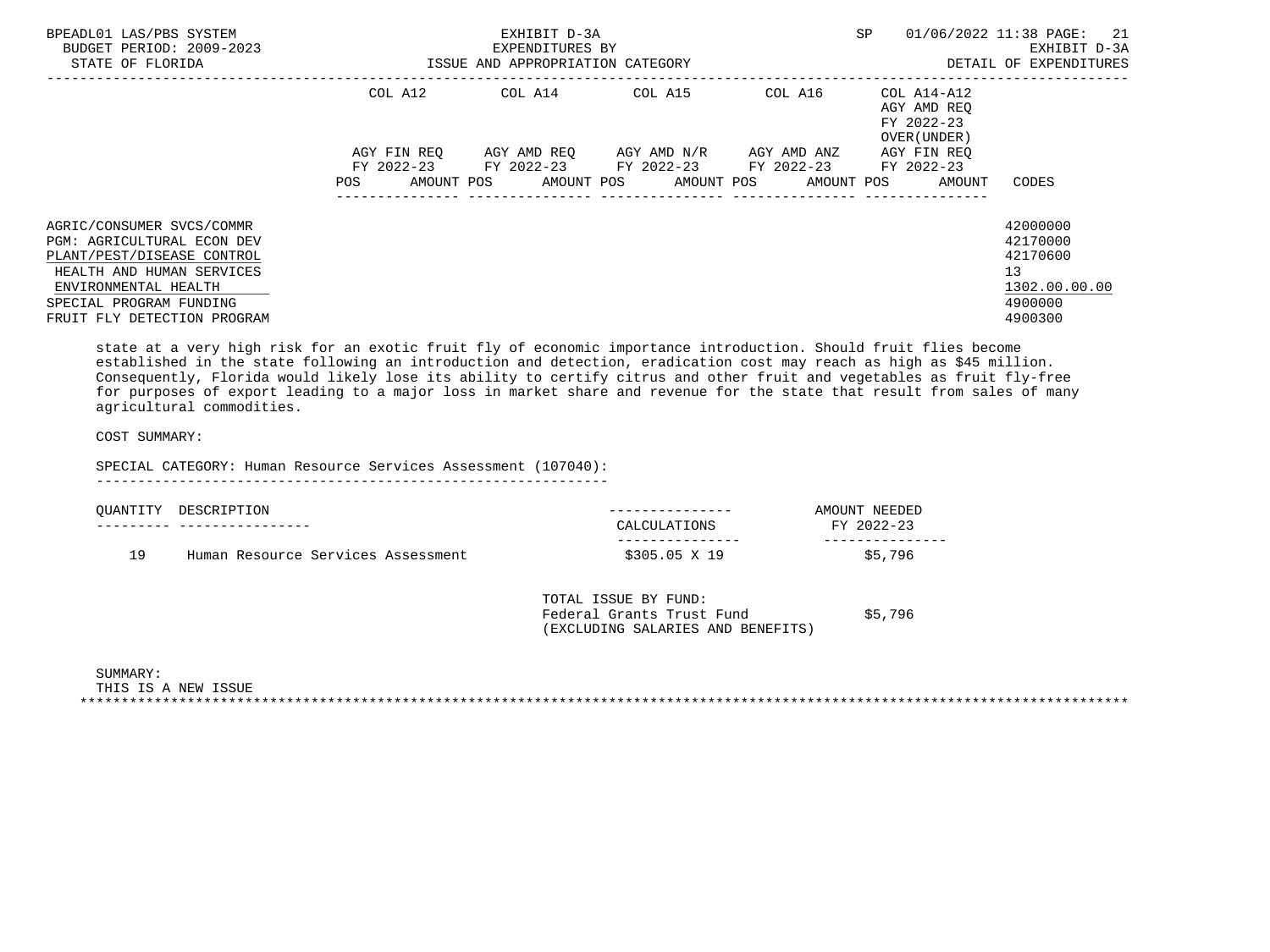| | COL A12 | | COL A14 | | COL A15 | | COL A16 | | COL A14-A12 AGY AMD REQ FY 2022-23 OVER(UNDER) | |
|---|---|---|---|---|---|---|---|---|---|---|
| | AGY FIN REQ FY 2022-23 | | AGY AMD REQ FY 2022-23 | | AGY AMD N/R FY 2022-23 | | AGY AMD ANZ FY 2022-23 | | AGY FIN REQ FY 2022-23 | |
| | POS | AMOUNT | POS | AMOUNT | POS | AMOUNT | POS | AMOUNT | POS | AMOUNT | CODES |

AGRIC/CONSUMER SVCS/COMMR — 42000000
PGM: AGRICULTURAL ECON DEV — 42170000
PLANT/PEST/DISEASE CONTROL — 42170600
HEALTH AND HUMAN SERVICES — 13
ENVIRONMENTAL HEALTH — 1302.00.00.00
SPECIAL PROGRAM FUNDING — 4900000
FRUIT FLY DETECTION PROGRAM — 4900300

state at a very high risk for an exotic fruit fly of economic importance introduction. Should fruit flies become established in the state following an introduction and detection, eradication cost may reach as high as $45 million. Consequently, Florida would likely lose its ability to certify citrus and other fruit and vegetables as fruit fly-free for purposes of export leading to a major loss in market share and revenue for the state that result from sales of many agricultural commodities.

COST SUMMARY:

SPECIAL CATEGORY: Human Resource Services Assessment (107040):

| QUANTITY | DESCRIPTION | CALCULATIONS | AMOUNT NEEDED FY 2022-23 |
|---|---|---|---|
| 19 | Human Resource Services Assessment | $305.05 X 19 | $5,796 |

TOTAL ISSUE BY FUND:
Federal Grants Trust Fund $5,796
(EXCLUDING SALARIES AND BENEFITS)

SUMMARY:
THIS IS A NEW ISSUE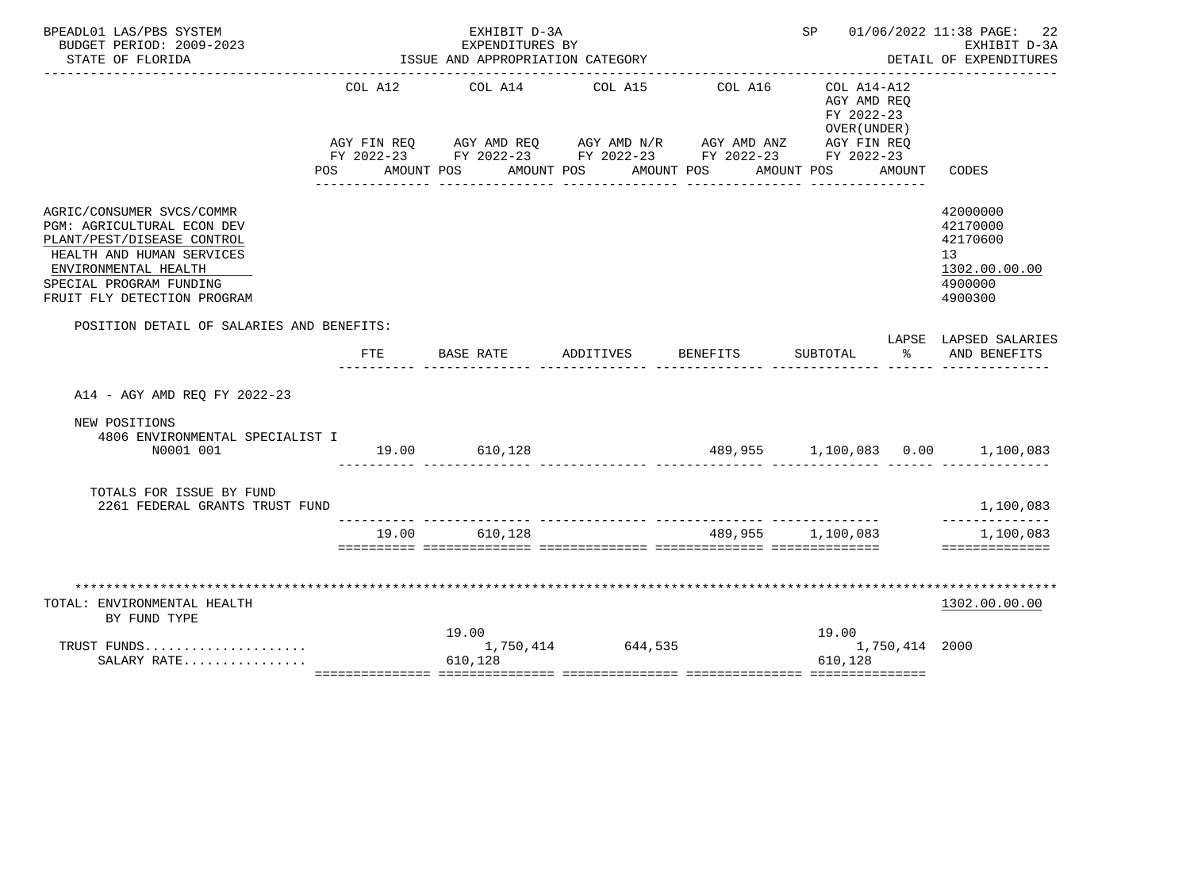BPEADL01 LAS/PBS SYSTEM
BUDGET PERIOD: 2009-2023
STATE OF FLORIDA

EXHIBIT D-3A
EXPENDITURES BY
ISSUE AND APPROPRIATION CATEGORY

SP 01/06/2022 11:38
EXHIBIT D-3A
DETAIL OF EXPENDITURES

| | COL A12 AGY FIN REQ FY 2022-23 POS AMOUNT | COL A14 AGY AMD REQ FY 2022-23 POS AMOUNT | COL A15 AGY AMD N/R FY 2022-23 POS AMOUNT | COL A16 AGY AMD ANZ FY 2022-23 POS AMOUNT | COL A14-A12 AGY AMD REQ FY 2022-23 OVER(UNDER) AGY FIN REQ FY 2022-23 POS AMOUNT | CODES |
|---|---|---|---|---|---|---|
| AGRIC/CONSUMER SVCS/COMMR | | | | | | 42000000 |
| PGM: AGRICULTURAL ECON DEV | | | | | | 42170000 |
| PLANT/PEST/DISEASE CONTROL | | | | | | 42170600 |
| HEALTH AND HUMAN SERVICES | | | | | | 13 |
| ENVIRONMENTAL HEALTH | | | | | | 1302.00.00.00 |
| SPECIAL PROGRAM FUNDING | | | | | | 4900000 |
| FRUIT FLY DETECTION PROGRAM | | | | | | 4900300 |

POSITION DETAIL OF SALARIES AND BENEFITS:

| | FTE | BASE RATE | ADDITIVES | BENEFITS | SUBTOTAL | LAPSE % | LAPSED SALARIES AND BENEFITS |
|---|---|---|---|---|---|---|---|
| A14 - AGY AMD REQ FY 2022-23 | | | | | | | |
| NEW POSITIONS | | | | | | | |
| 4806 ENVIRONMENTAL SPECIALIST I N0001 001 | 19.00 | 610,128 | | 489,955 | 1,100,083 | 0.00 | 1,100,083 |
| TOTALS FOR ISSUE BY FUND | | | | | | | |
| 2261 FEDERAL GRANTS TRUST FUND | | | | | | | 1,100,083 |
| | 19.00 | 610,128 | | 489,955 | 1,100,083 | | 1,100,083 |

| | COL A12 | COL A14 | COL A15 | COL A16 | COL A14-A12 | CODES |
|---|---|---|---|---|---|---|
| TOTAL: ENVIRONMENTAL HEALTH | | | | | | 1302.00.00.00 |
| BY FUND TYPE | | | | | | |
| TRUST FUNDS..................... | | 19.00 1,750,414 | 644,535 | | 19.00 1,750,414 | 2000 |
| SALARY RATE................ | | 610,128 | | | 610,128 | |